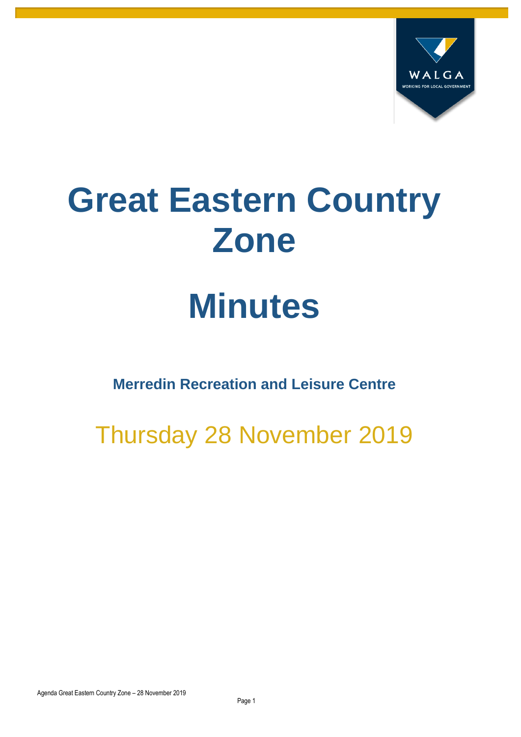# Great Eastern Country Zone

# Minutes

**Merredin Recreation and Leisure Centre**

Thursday 28 November 2019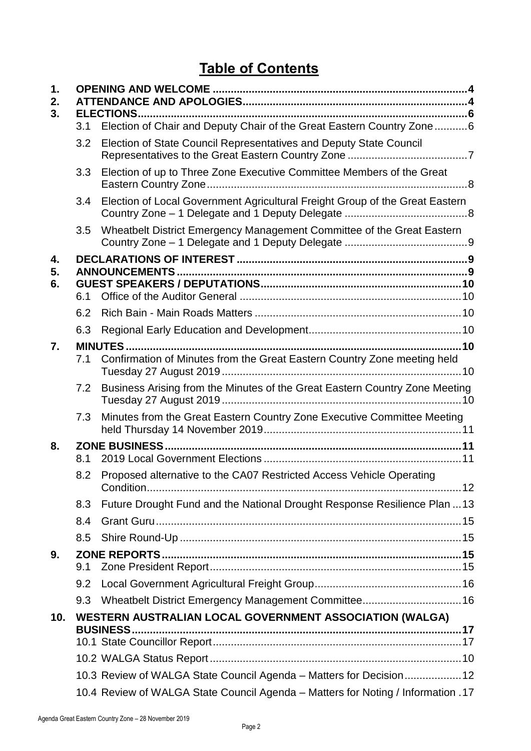# Table of Contents

1. OPENING AND WELCOME ....................................................................................4
2. ATTENDANCE AND APOLOGIES..........................................................................4
3. ELECTIONS..............................................................................................................6
   - 3.1 Election of Chair and Deputy Chair of the Great Eastern Country Zone...........6
   - 3.2 Election of State Council Representatives and Deputy State Council Representatives to the Great Eastern Country Zone .......................................7
   - 3.3 Election of up to Three Zone Executive Committee Members of the Great Eastern Country Zone......................................................................................8
   - 3.4 Election of Local Government Agricultural Freight Group of the Great Eastern Country Zone – 1 Delegate and 1 Deputy Delegate ........................................8
   - 3.5 Wheatbelt District Emergency Management Committee of the Great Eastern Country Zone – 1 Delegate and 1 Deputy Delegate ........................................9
4. DECLARATIONS OF INTEREST ............................................................................9
5. ANNOUNCEMENTS ................................................................................................9
6. GUEST SPEAKERS / DEPUTATIONS...................................................................10
   - 6.1 Office of the Auditor General ..........................................................................10
   - 6.2 Rich Bain - Main Roads Matters .....................................................................10
   - 6.3 Regional Early Education and Development..................................................10
7. MINUTES ...............................................................................................................10
   - 7.1 Confirmation of Minutes from the Great Eastern Country Zone meeting held Tuesday 27 August 2019...............................................................................10
   - 7.2 Business Arising from the Minutes of the Great Eastern Country Zone Meeting Tuesday 27 August 2019...............................................................................10
   - 7.3 Minutes from the Great Eastern Country Zone Executive Committee Meeting held Thursday 14 November 2019.................................................................11
8. ZONE BUSINESS...................................................................................................11
   - 8.1 2019 Local Government Elections .................................................................11
   - 8.2 Proposed alternative to the CA07 Restricted Access Vehicle Operating Condition........................................................................................................12
   - 8.3 Future Drought Fund and the National Drought Response Resilience Plan ...13
   - 8.4 Grant Guru.....................................................................................................15
   - 8.5 Shire Round-Up .............................................................................................15
9. ZONE REPORTS ...................................................................................................15
   - 9.1 Zone President Report...................................................................................15
   - 9.2 Local Government Agricultural Freight Group................................................16
   - 9.3 Wheatbelt District Emergency Management Committee................................16
10. WESTERN AUSTRALIAN LOCAL GOVERNMENT ASSOCIATION (WALGA) BUSINESS.............................................................................................................17
    - 10.1 State Councillor Report.................................................................................17
    - 10.2 WALGA Status Report ..................................................................................10
    - 10.3 Review of WALGA State Council Agenda – Matters for Decision..................12
    - 10.4 Review of WALGA State Council Agenda – Matters for Noting / Information .17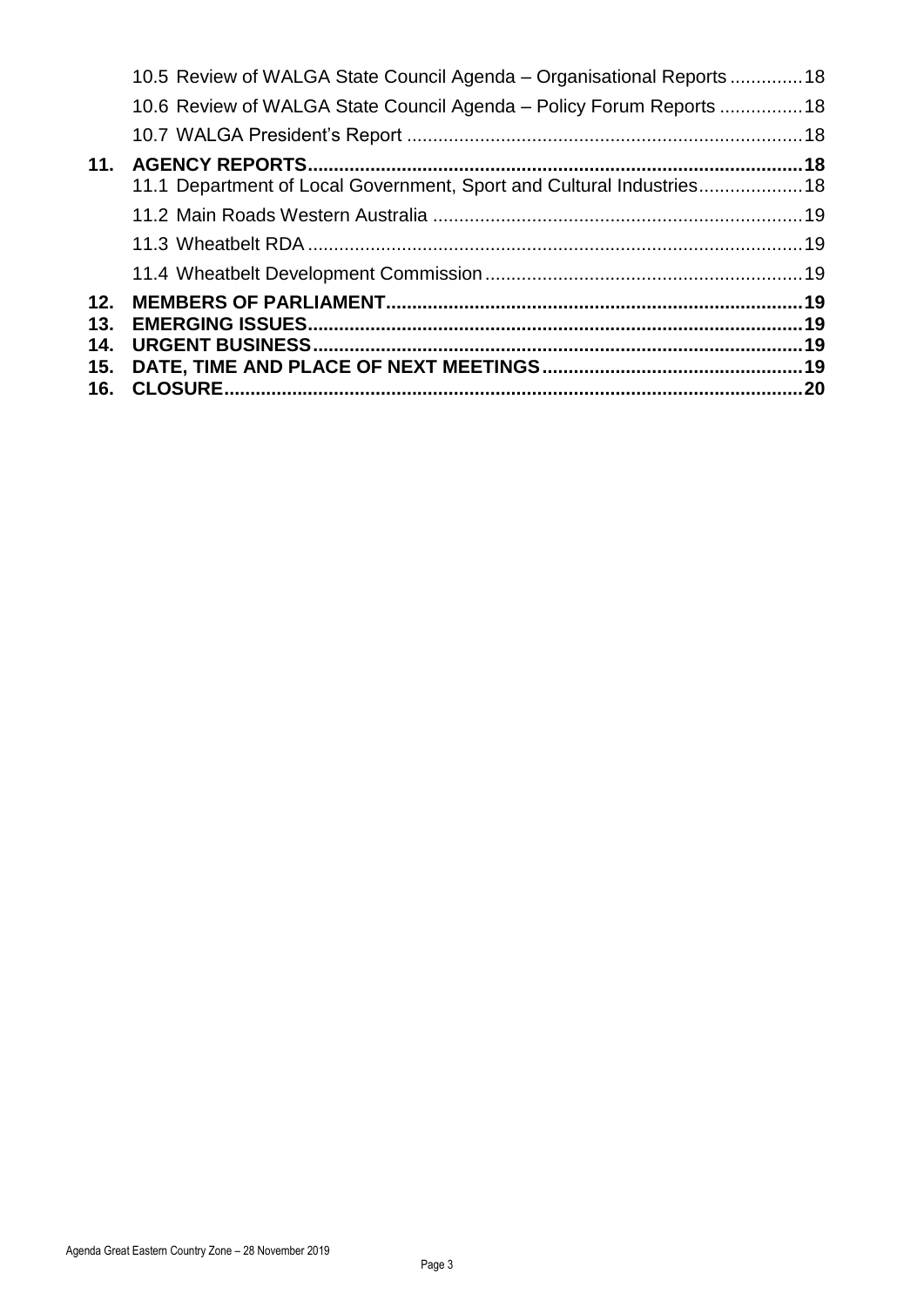10.5 Review of WALGA State Council Agenda – Organisational Reports .............18

10.6 Review of WALGA State Council Agenda – Policy Forum Reports ................18

10.7 WALGA President's Report ..........................................................................18

**11. AGENCY REPORTS.............................................................................................18**

11.1 Department of Local Government, Sport and Cultural Industries....................18

11.2 Main Roads Western Australia ......................................................................19

11.3 Wheatbelt RDA .............................................................................................19

11.4 Wheatbelt Development Commission ............................................................19

**12. MEMBERS OF PARLIAMENT..............................................................................19**

**13. EMERGING ISSUES.............................................................................................19**

**14. URGENT BUSINESS.............................................................................................19**

**15. DATE, TIME AND PLACE OF NEXT MEETINGS.................................................19**

**16. CLOSURE.............................................................................................................20**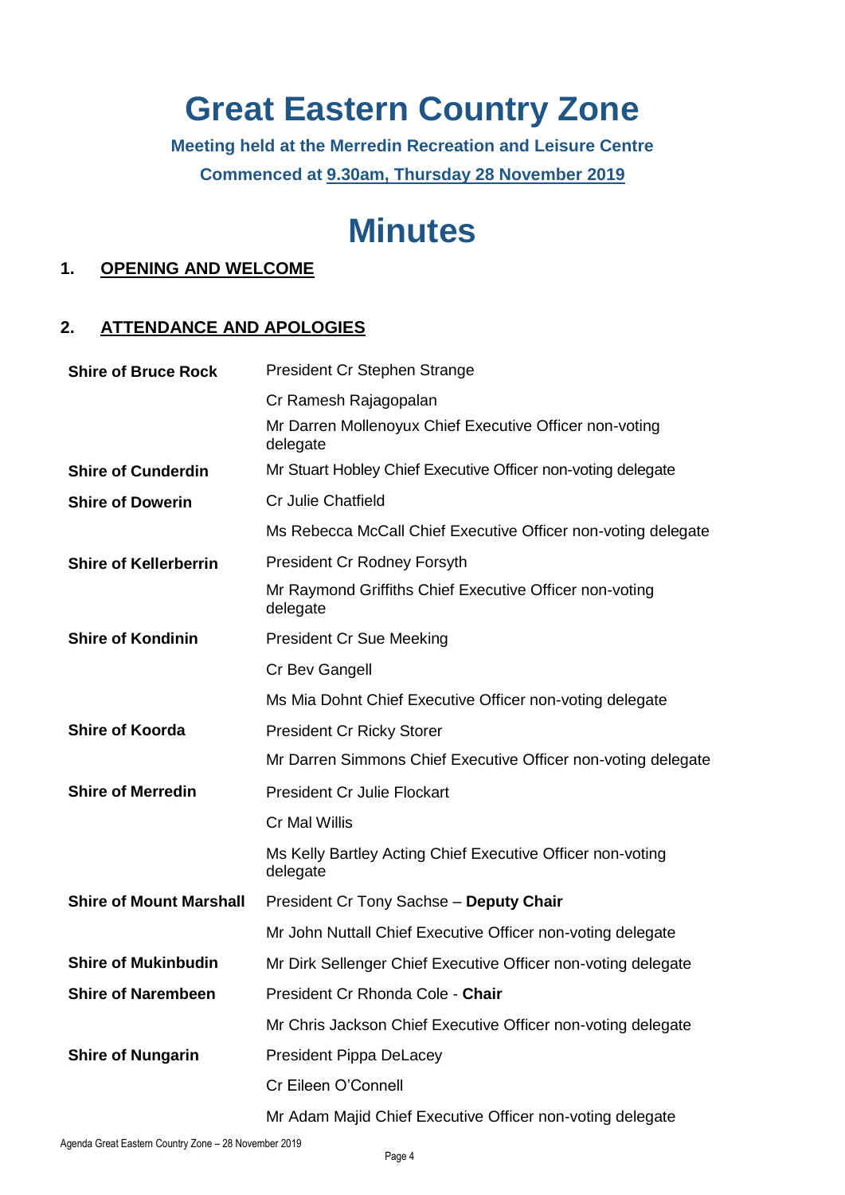# Great Eastern Country Zone

**Meeting held at the Merredin Recreation and Leisure Centre**

**Commenced at 9.30am, Thursday 28 November 2019**

# Minutes

## 1. OPENING AND WELCOME

## 2. ATTENDANCE AND APOLOGIES

| | |
|---|---|
| **Shire of Bruce Rock** | President Cr Stephen Strange |
| | Cr Ramesh Rajagopalan |
| | Mr Darren Mollenoyux Chief Executive Officer non-voting delegate |
| **Shire of Cunderdin** | Mr Stuart Hobley Chief Executive Officer non-voting delegate |
| **Shire of Dowerin** | Cr Julie Chatfield |
| | Ms Rebecca McCall Chief Executive Officer non-voting delegate |
| **Shire of Kellerberrin** | President Cr Rodney Forsyth |
| | Mr Raymond Griffiths Chief Executive Officer non-voting delegate |
| **Shire of Kondinin** | President Cr Sue Meeking |
| | Cr Bev Gangell |
| | Ms Mia Dohnt Chief Executive Officer non-voting delegate |
| **Shire of Koorda** | President Cr Ricky Storer |
| | Mr Darren Simmons Chief Executive Officer non-voting delegate |
| **Shire of Merredin** | President Cr Julie Flockart |
| | Cr Mal Willis |
| | Ms Kelly Bartley Acting Chief Executive Officer non-voting delegate |
| **Shire of Mount Marshall** | President Cr Tony Sachse – **Deputy Chair** |
| | Mr John Nuttall Chief Executive Officer non-voting delegate |
| **Shire of Mukinbudin** | Mr Dirk Sellenger Chief Executive Officer non-voting delegate |
| **Shire of Narembeen** | President Cr Rhonda Cole - **Chair** |
| | Mr Chris Jackson Chief Executive Officer non-voting delegate |
| **Shire of Nungarin** | President Pippa DeLacey |
| | Cr Eileen O'Connell |
| | Mr Adam Majid Chief Executive Officer non-voting delegate |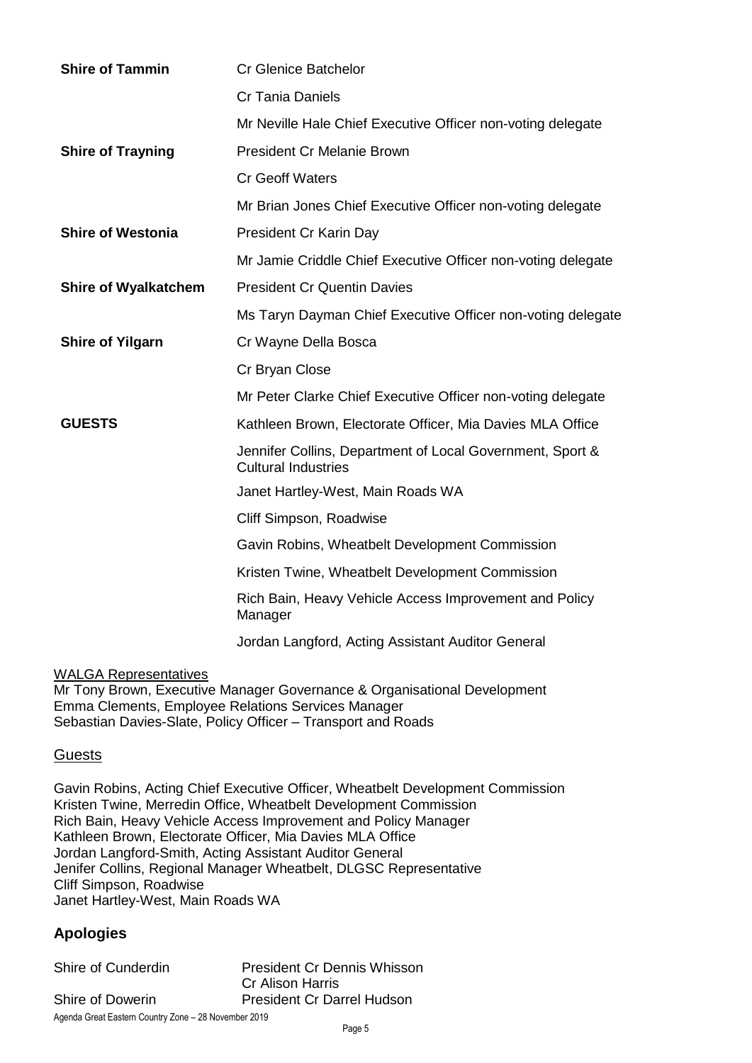| | |
|---|---|
| **Shire of Tammin** | Cr Glenice Batchelor |
| | Cr Tania Daniels |
| | Mr Neville Hale Chief Executive Officer non-voting delegate |
| **Shire of Trayning** | President Cr Melanie Brown |
| | Cr Geoff Waters |
| | Mr Brian Jones Chief Executive Officer non-voting delegate |
| **Shire of Westonia** | President Cr Karin Day |
| | Mr Jamie Criddle Chief Executive Officer non-voting delegate |
| **Shire of Wyalkatchem** | President Cr Quentin Davies |
| | Ms Taryn Dayman Chief Executive Officer non-voting delegate |
| **Shire of Yilgarn** | Cr Wayne Della Bosca |
| | Cr Bryan Close |
| | Mr Peter Clarke Chief Executive Officer non-voting delegate |
| **GUESTS** | Kathleen Brown, Electorate Officer, Mia Davies MLA Office |
| | Jennifer Collins, Department of Local Government, Sport & Cultural Industries |
| | Janet Hartley-West, Main Roads WA |
| | Cliff Simpson, Roadwise |
| | Gavin Robins, Wheatbelt Development Commission |
| | Kristen Twine, Wheatbelt Development Commission |
| | Rich Bain, Heavy Vehicle Access Improvement and Policy Manager |
| | Jordan Langford, Acting Assistant Auditor General |

<u>WALGA Representatives</u>
Mr Tony Brown, Executive Manager Governance & Organisational Development
Emma Clements, Employee Relations Services Manager
Sebastian Davies-Slate, Policy Officer – Transport and Roads

<u>Guests</u>

Gavin Robins, Acting Chief Executive Officer, Wheatbelt Development Commission
Kristen Twine, Merredin Office, Wheatbelt Development Commission
Rich Bain, Heavy Vehicle Access Improvement and Policy Manager
Kathleen Brown, Electorate Officer, Mia Davies MLA Office
Jordan Langford-Smith, Acting Assistant Auditor General
Jenifer Collins, Regional Manager Wheatbelt, DLGSC Representative
Cliff Simpson, Roadwise
Janet Hartley-West, Main Roads WA

## Apologies

| | |
|---|---|
| Shire of Cunderdin | President Cr Dennis Whisson |
| | Cr Alison Harris |
| Shire of Dowerin | President Cr Darrel Hudson |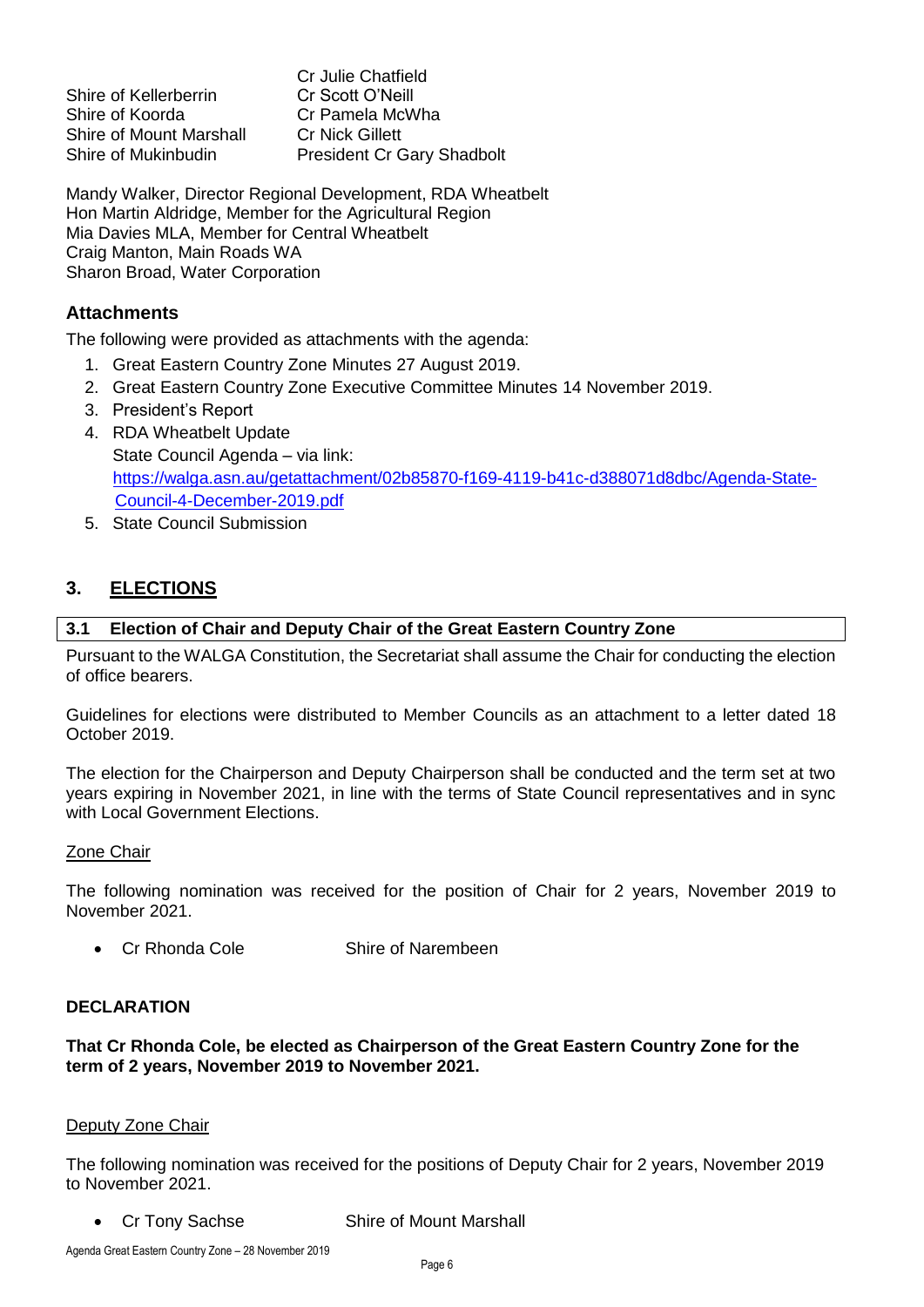| | |
|---|---|
| | Cr Julie Chatfield |
| Shire of Kellerberrin | Cr Scott O'Neill |
| Shire of Koorda | Cr Pamela McWha |
| Shire of Mount Marshall | Cr Nick Gillett |
| Shire of Mukinbudin | President Cr Gary Shadbolt |

Mandy Walker, Director Regional Development, RDA Wheatbelt
Hon Martin Aldridge, Member for the Agricultural Region
Mia Davies MLA, Member for Central Wheatbelt
Craig Manton, Main Roads WA
Sharon Broad, Water Corporation

### Attachments

The following were provided as attachments with the agenda:

1. Great Eastern Country Zone Minutes 27 August 2019.
2. Great Eastern Country Zone Executive Committee Minutes 14 November 2019.
3. President's Report
4. RDA Wheatbelt Update
   State Council Agenda – via link:
   https://walga.asn.au/getattachment/02b85870-f169-4119-b41c-d388071d8dbc/Agenda-State-Council-4-December-2019.pdf
5. State Council Submission

## 3. ELECTIONS

### 3.1 Election of Chair and Deputy Chair of the Great Eastern Country Zone

Pursuant to the WALGA Constitution, the Secretariat shall assume the Chair for conducting the election of office bearers.

Guidelines for elections were distributed to Member Councils as an attachment to a letter dated 18 October 2019.

The election for the Chairperson and Deputy Chairperson shall be conducted and the term set at two years expiring in November 2021, in line with the terms of State Council representatives and in sync with Local Government Elections.

Zone Chair

The following nomination was received for the position of Chair for 2 years, November 2019 to November 2021.

- Cr Rhonda Cole    Shire of Narembeen

**DECLARATION**

**That Cr Rhonda Cole, be elected as Chairperson of the Great Eastern Country Zone for the term of 2 years, November 2019 to November 2021.**

Deputy Zone Chair

The following nomination was received for the positions of Deputy Chair for 2 years, November 2019 to November 2021.

- Cr Tony Sachse    Shire of Mount Marshall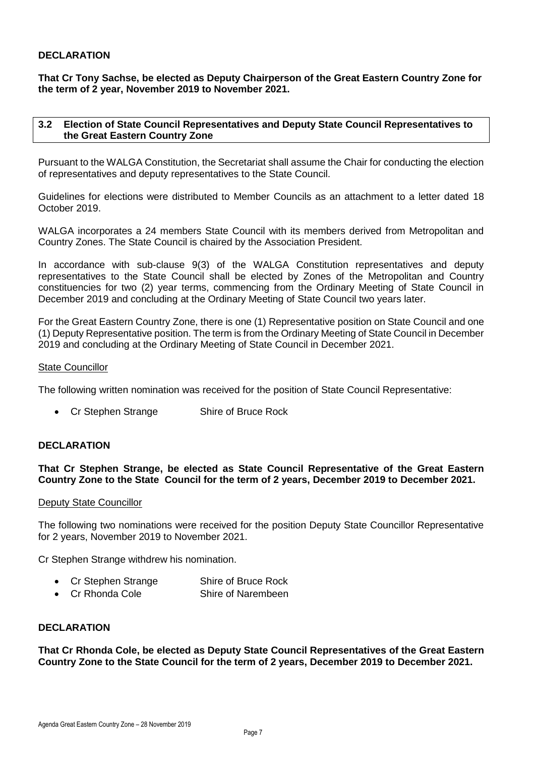**DECLARATION**

**That Cr Tony Sachse, be elected as Deputy Chairperson of the Great Eastern Country Zone for the term of 2 year, November 2019 to November 2021.**

### 3.2 Election of State Council Representatives and Deputy State Council Representatives to the Great Eastern Country Zone

Pursuant to the WALGA Constitution, the Secretariat shall assume the Chair for conducting the election of representatives and deputy representatives to the State Council.

Guidelines for elections were distributed to Member Councils as an attachment to a letter dated 18 October 2019.

WALGA incorporates a 24 members State Council with its members derived from Metropolitan and Country Zones. The State Council is chaired by the Association President.

In accordance with sub-clause 9(3) of the WALGA Constitution representatives and deputy representatives to the State Council shall be elected by Zones of the Metropolitan and Country constituencies for two (2) year terms, commencing from the Ordinary Meeting of State Council in December 2019 and concluding at the Ordinary Meeting of State Council two years later.

For the Great Eastern Country Zone, there is one (1) Representative position on State Council and one (1) Deputy Representative position. The term is from the Ordinary Meeting of State Council in December 2019 and concluding at the Ordinary Meeting of State Council in December 2021.

State Councillor

The following written nomination was received for the position of State Council Representative:

- Cr Stephen Strange Shire of Bruce Rock

**DECLARATION**

**That Cr Stephen Strange, be elected as State Council Representative of the Great Eastern Country Zone to the State Council for the term of 2 years, December 2019 to December 2021.**

Deputy State Councillor

The following two nominations were received for the position Deputy State Councillor Representative for 2 years, November 2019 to November 2021.

Cr Stephen Strange withdrew his nomination.

- Cr Stephen Strange Shire of Bruce Rock
- Cr Rhonda Cole Shire of Narembeen

**DECLARATION**

**That Cr Rhonda Cole, be elected as Deputy State Council Representatives of the Great Eastern Country Zone to the State Council for the term of 2 years, December 2019 to December 2021.**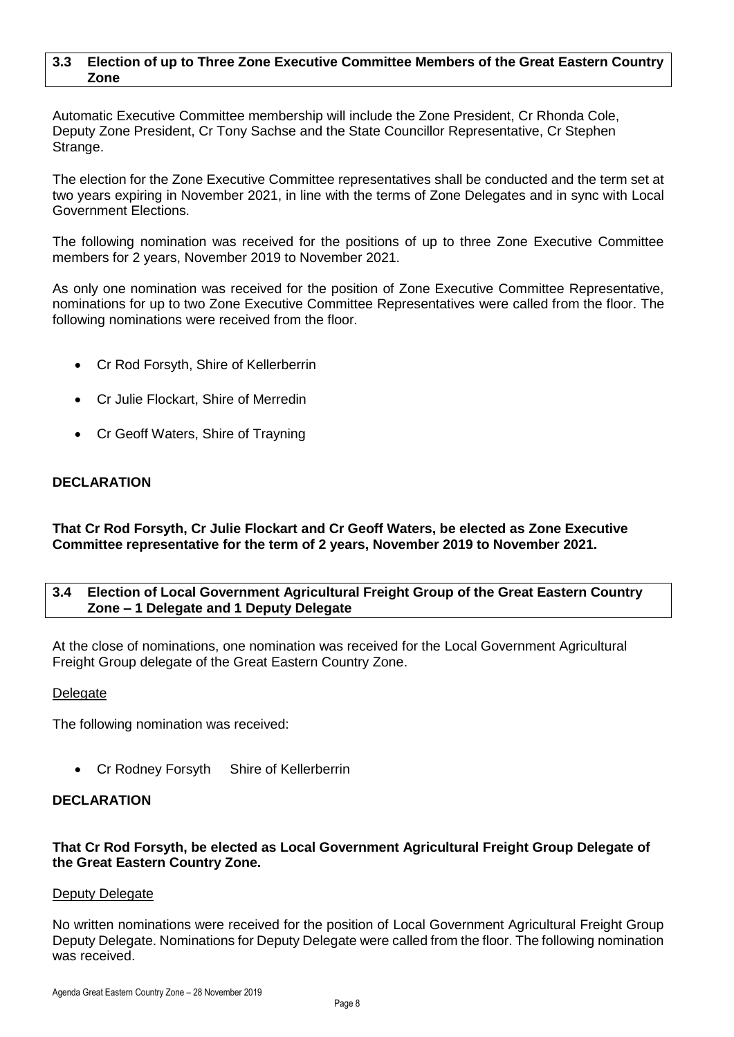### 3.3 Election of up to Three Zone Executive Committee Members of the Great Eastern Country Zone

Automatic Executive Committee membership will include the Zone President, Cr Rhonda Cole, Deputy Zone President, Cr Tony Sachse and the State Councillor Representative, Cr Stephen Strange.

The election for the Zone Executive Committee representatives shall be conducted and the term set at two years expiring in November 2021, in line with the terms of Zone Delegates and in sync with Local Government Elections.

The following nomination was received for the positions of up to three Zone Executive Committee members for 2 years, November 2019 to November 2021.

As only one nomination was received for the position of Zone Executive Committee Representative, nominations for up to two Zone Executive Committee Representatives were called from the floor. The following nominations were received from the floor.

- Cr Rod Forsyth, Shire of Kellerberrin
- Cr Julie Flockart, Shire of Merredin
- Cr Geoff Waters, Shire of Trayning

**DECLARATION**

**That Cr Rod Forsyth, Cr Julie Flockart and Cr Geoff Waters, be elected as Zone Executive Committee representative for the term of 2 years, November 2019 to November 2021.**

### 3.4 Election of Local Government Agricultural Freight Group of the Great Eastern Country Zone – 1 Delegate and 1 Deputy Delegate

At the close of nominations, one nomination was received for the Local Government Agricultural Freight Group delegate of the Great Eastern Country Zone.

Delegate

The following nomination was received:

- Cr Rodney Forsyth Shire of Kellerberrin

**DECLARATION**

**That Cr Rod Forsyth, be elected as Local Government Agricultural Freight Group Delegate of the Great Eastern Country Zone.**

Deputy Delegate

No written nominations were received for the position of Local Government Agricultural Freight Group Deputy Delegate. Nominations for Deputy Delegate were called from the floor. The following nomination was received.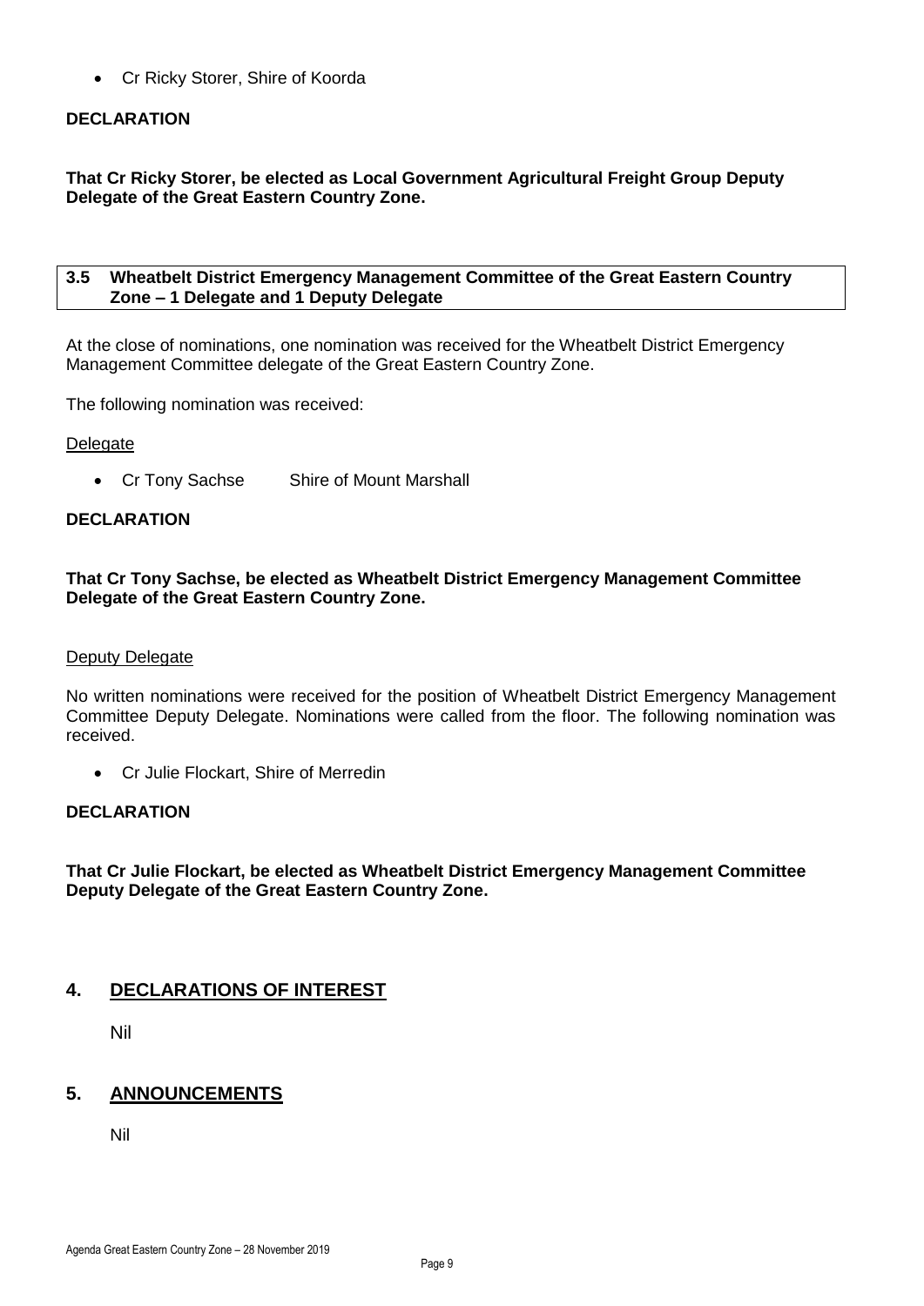- Cr Ricky Storer, Shire of Koorda

**DECLARATION**

**That Cr Ricky Storer, be elected as Local Government Agricultural Freight Group Deputy Delegate of the Great Eastern Country Zone.**

### 3.5 Wheatbelt District Emergency Management Committee of the Great Eastern Country Zone – 1 Delegate and 1 Deputy Delegate

At the close of nominations, one nomination was received for the Wheatbelt District Emergency Management Committee delegate of the Great Eastern Country Zone.

The following nomination was received:

Delegate

- Cr Tony Sachse Shire of Mount Marshall

**DECLARATION**

**That Cr Tony Sachse, be elected as Wheatbelt District Emergency Management Committee Delegate of the Great Eastern Country Zone.**

Deputy Delegate

No written nominations were received for the position of Wheatbelt District Emergency Management Committee Deputy Delegate. Nominations were called from the floor. The following nomination was received.

- Cr Julie Flockart, Shire of Merredin

**DECLARATION**

**That Cr Julie Flockart, be elected as Wheatbelt District Emergency Management Committee Deputy Delegate of the Great Eastern Country Zone.**

## 4. DECLARATIONS OF INTEREST

Nil

## 5. ANNOUNCEMENTS

Nil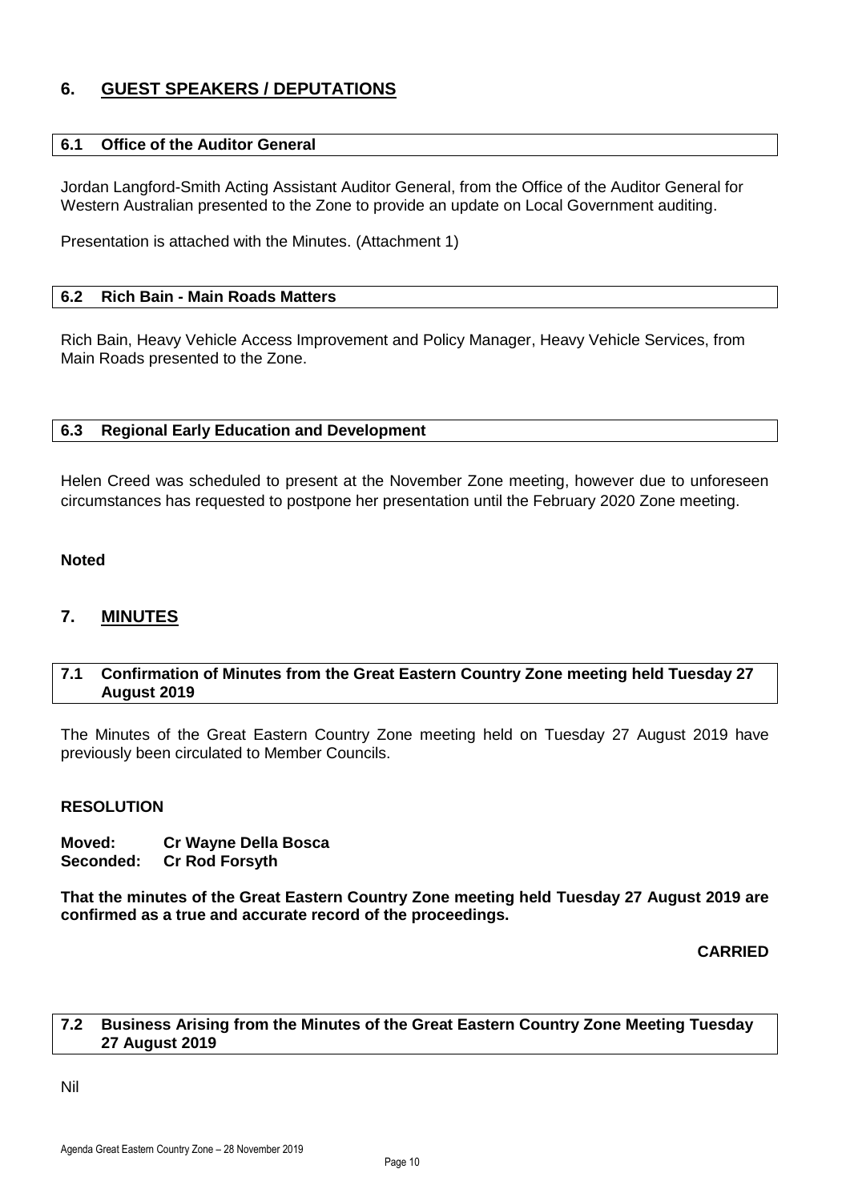## 6. GUEST SPEAKERS / DEPUTATIONS

### 6.1 Office of the Auditor General

Jordan Langford-Smith Acting Assistant Auditor General, from the Office of the Auditor General for Western Australian presented to the Zone to provide an update on Local Government auditing.

Presentation is attached with the Minutes. (Attachment 1)

### 6.2 Rich Bain - Main Roads Matters

Rich Bain, Heavy Vehicle Access Improvement and Policy Manager, Heavy Vehicle Services, from Main Roads presented to the Zone.

### 6.3 Regional Early Education and Development

Helen Creed was scheduled to present at the November Zone meeting, however due to unforeseen circumstances has requested to postpone her presentation until the February 2020 Zone meeting.

**Noted**

## 7. MINUTES

### 7.1 Confirmation of Minutes from the Great Eastern Country Zone meeting held Tuesday 27 August 2019

The Minutes of the Great Eastern Country Zone meeting held on Tuesday 27 August 2019 have previously been circulated to Member Councils.

**RESOLUTION**

**Moved: Cr Wayne Della Bosca**
**Seconded: Cr Rod Forsyth**

**That the minutes of the Great Eastern Country Zone meeting held Tuesday 27 August 2019 are confirmed as a true and accurate record of the proceedings.**

**CARRIED**

### 7.2 Business Arising from the Minutes of the Great Eastern Country Zone Meeting Tuesday 27 August 2019

Nil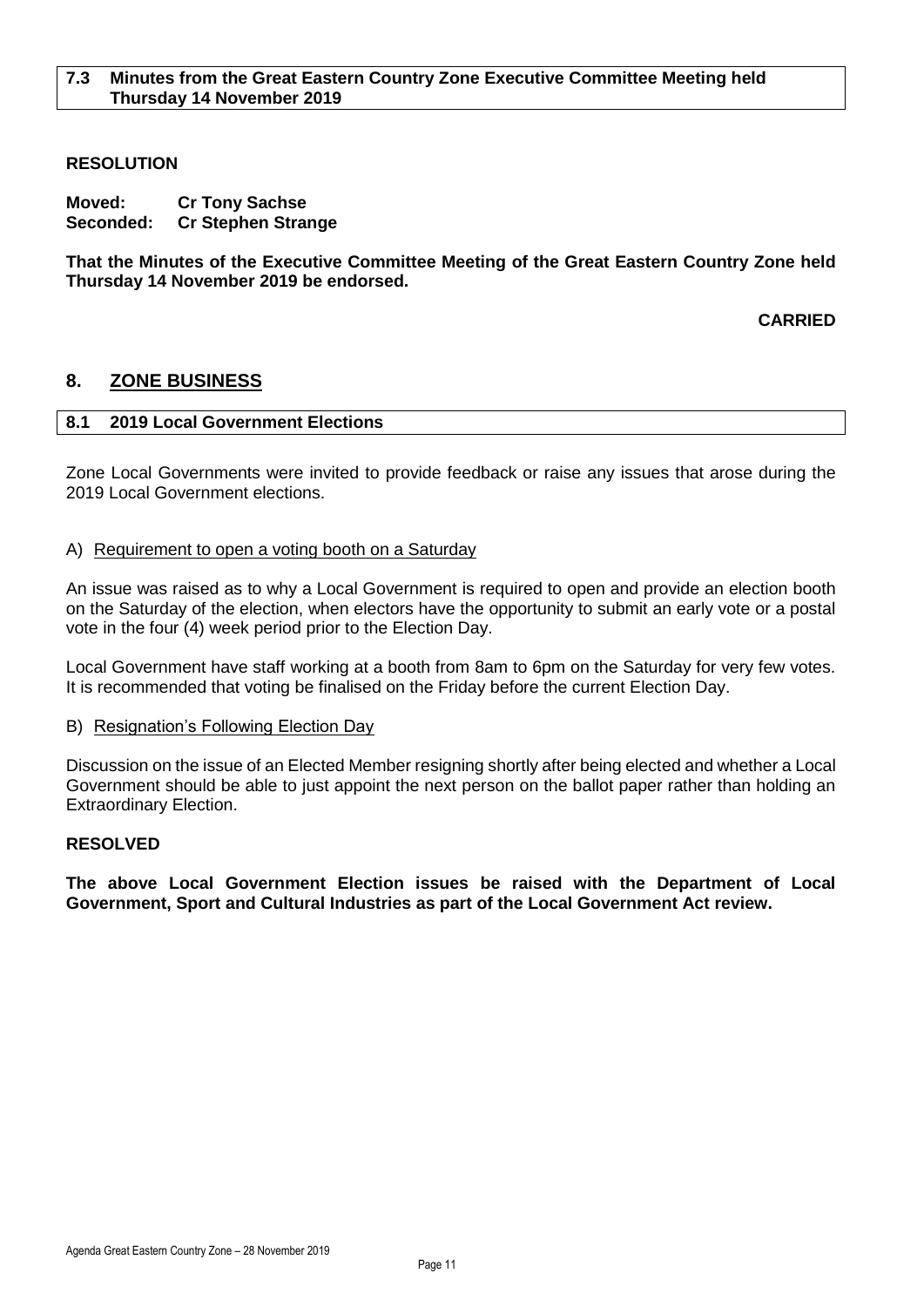### 7.3 Minutes from the Great Eastern Country Zone Executive Committee Meeting held Thursday 14 November 2019

**RESOLUTION**

**Moved: Cr Tony Sachse**
**Seconded: Cr Stephen Strange**

**That the Minutes of the Executive Committee Meeting of the Great Eastern Country Zone held Thursday 14 November 2019 be endorsed.**

**CARRIED**

## 8. ZONE BUSINESS

### 8.1 2019 Local Government Elections

Zone Local Governments were invited to provide feedback or raise any issues that arose during the 2019 Local Government elections.

A) Requirement to open a voting booth on a Saturday

An issue was raised as to why a Local Government is required to open and provide an election booth on the Saturday of the election, when electors have the opportunity to submit an early vote or a postal vote in the four (4) week period prior to the Election Day.

Local Government have staff working at a booth from 8am to 6pm on the Saturday for very few votes. It is recommended that voting be finalised on the Friday before the current Election Day.

B) Resignation's Following Election Day

Discussion on the issue of an Elected Member resigning shortly after being elected and whether a Local Government should be able to just appoint the next person on the ballot paper rather than holding an Extraordinary Election.

**RESOLVED**

**The above Local Government Election issues be raised with the Department of Local Government, Sport and Cultural Industries as part of the Local Government Act review.**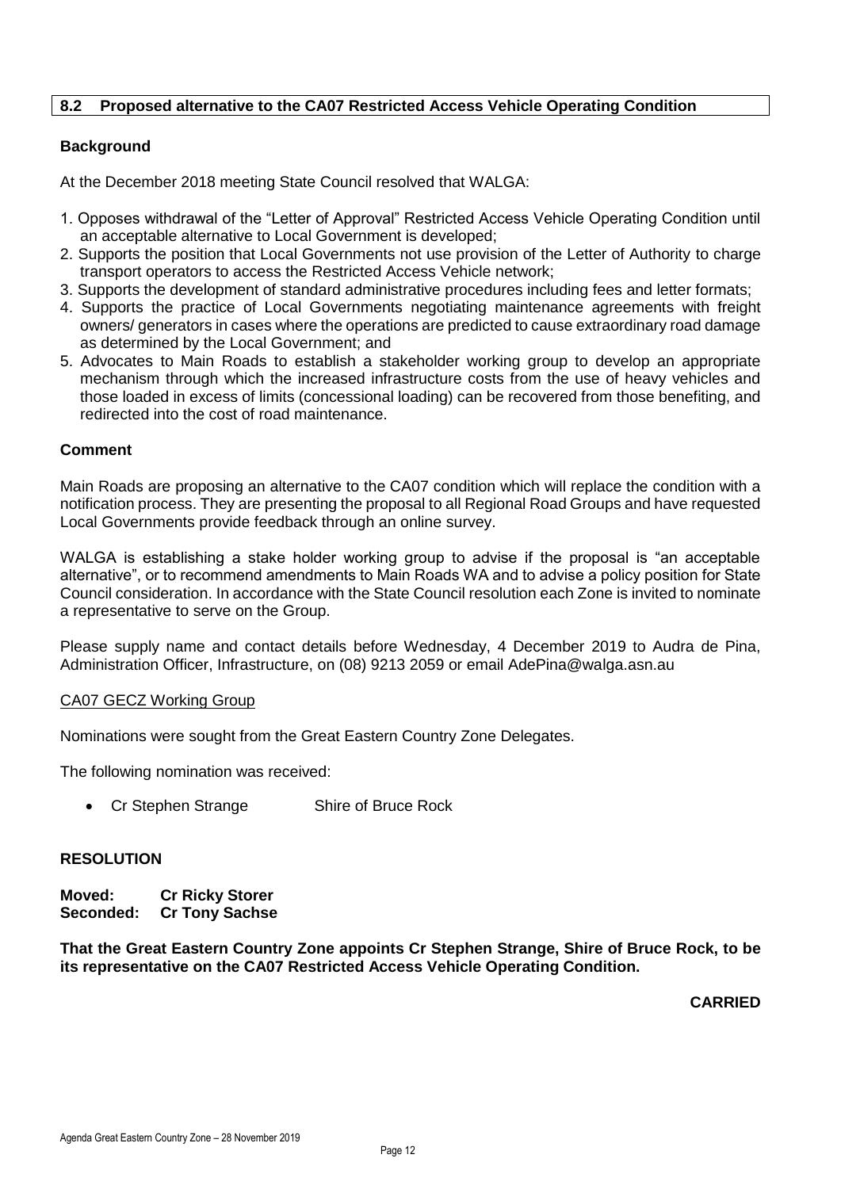## 8.2 Proposed alternative to the CA07 Restricted Access Vehicle Operating Condition

### Background

At the December 2018 meeting State Council resolved that WALGA:

1. Opposes withdrawal of the "Letter of Approval" Restricted Access Vehicle Operating Condition until an acceptable alternative to Local Government is developed;
2. Supports the position that Local Governments not use provision of the Letter of Authority to charge transport operators to access the Restricted Access Vehicle network;
3. Supports the development of standard administrative procedures including fees and letter formats;
4. Supports the practice of Local Governments negotiating maintenance agreements with freight owners/ generators in cases where the operations are predicted to cause extraordinary road damage as determined by the Local Government; and
5. Advocates to Main Roads to establish a stakeholder working group to develop an appropriate mechanism through which the increased infrastructure costs from the use of heavy vehicles and those loaded in excess of limits (concessional loading) can be recovered from those benefiting, and redirected into the cost of road maintenance.

### Comment

Main Roads are proposing an alternative to the CA07 condition which will replace the condition with a notification process. They are presenting the proposal to all Regional Road Groups and have requested Local Governments provide feedback through an online survey.

WALGA is establishing a stake holder working group to advise if the proposal is "an acceptable alternative", or to recommend amendments to Main Roads WA and to advise a policy position for State Council consideration. In accordance with the State Council resolution each Zone is invited to nominate a representative to serve on the Group.

Please supply name and contact details before Wednesday, 4 December 2019 to Audra de Pina, Administration Officer, Infrastructure, on (08) 9213 2059 or email AdePina@walga.asn.au

CA07 GECZ Working Group

Nominations were sought from the Great Eastern Country Zone Delegates.

The following nomination was received:

- Cr Stephen Strange        Shire of Bruce Rock

### RESOLUTION

**Moved: Cr Ricky Storer**
**Seconded: Cr Tony Sachse**

**That the Great Eastern Country Zone appoints Cr Stephen Strange, Shire of Bruce Rock, to be its representative on the CA07 Restricted Access Vehicle Operating Condition.**

**CARRIED**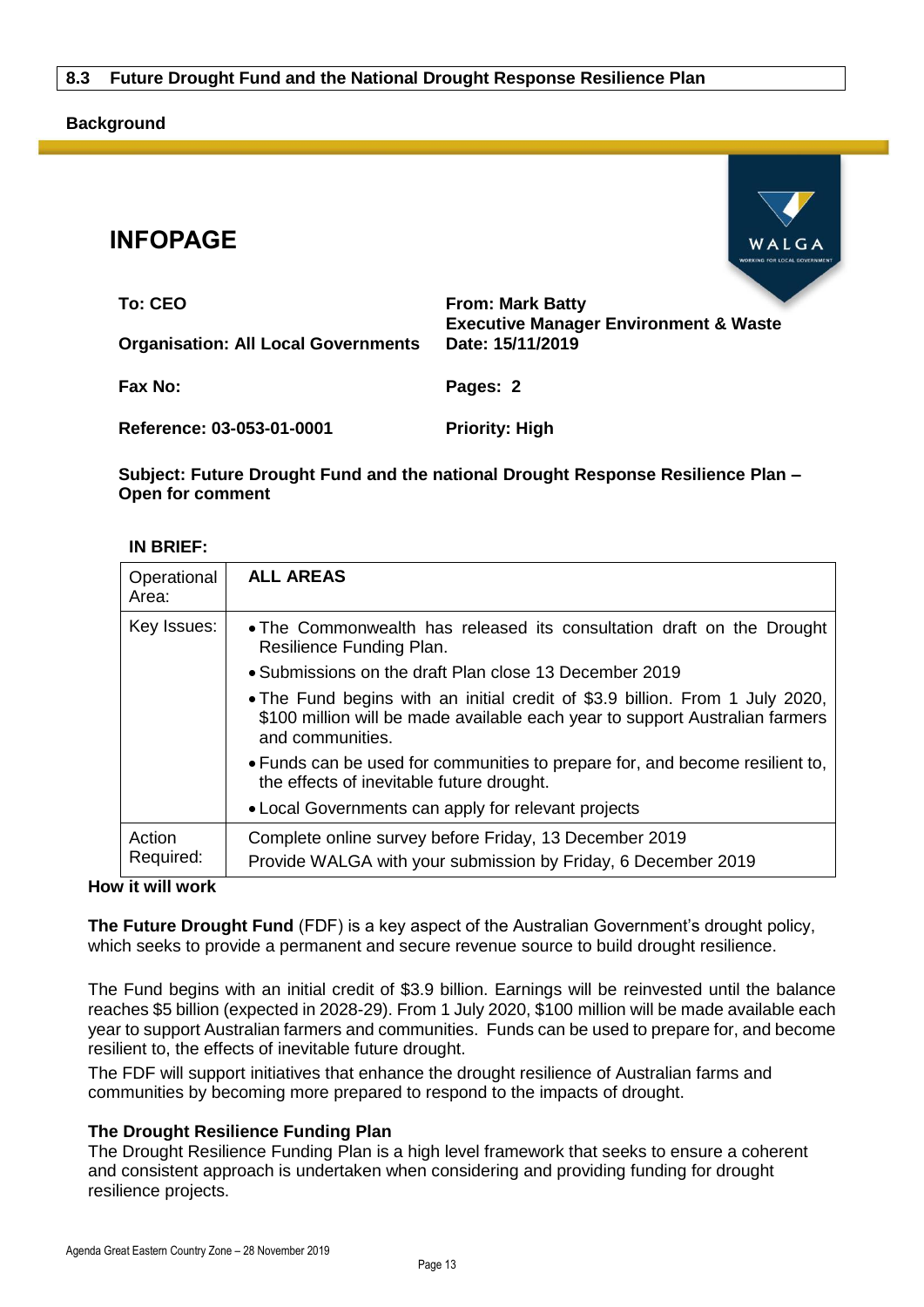## 8.3 Future Drought Fund and the National Drought Response Resilience Plan

### Background

# INFOPAGE

WALGA

| | |
|---|---|
| **To: CEO** | **From: Mark Batty** **Executive Manager Environment & Waste** |
| **Organisation: All Local Governments** | **Date: 15/11/2019** |
| **Fax No:** | **Pages: 2** |
| **Reference: 03-053-01-0001** | **Priority: High** |

**Subject: Future Drought Fund and the national Drought Response Resilience Plan – Open for comment**

**IN BRIEF:**

| Operational Area: | **ALL AREAS** |
|---|---|
| Key Issues: | • The Commonwealth has released its consultation draft on the Drought Resilience Funding Plan.<br>• Submissions on the draft Plan close 13 December 2019<br>• The Fund begins with an initial credit of $3.9 billion. From 1 July 2020, $100 million will be made available each year to support Australian farmers and communities.<br>• Funds can be used for communities to prepare for, and become resilient to, the effects of inevitable future drought.<br>• Local Governments can apply for relevant projects |
| Action Required: | Complete online survey before Friday, 13 December 2019<br>Provide WALGA with your submission by Friday, 6 December 2019 |

**How it will work**

**The Future Drought Fund** (FDF) is a key aspect of the Australian Government's drought policy, which seeks to provide a permanent and secure revenue source to build drought resilience.

The Fund begins with an initial credit of $3.9 billion. Earnings will be reinvested until the balance reaches $5 billion (expected in 2028-29). From 1 July 2020, $100 million will be made available each year to support Australian farmers and communities. Funds can be used to prepare for, and become resilient to, the effects of inevitable future drought.

The FDF will support initiatives that enhance the drought resilience of Australian farms and communities by becoming more prepared to respond to the impacts of drought.

**The Drought Resilience Funding Plan**

The Drought Resilience Funding Plan is a high level framework that seeks to ensure a coherent and consistent approach is undertaken when considering and providing funding for drought resilience projects.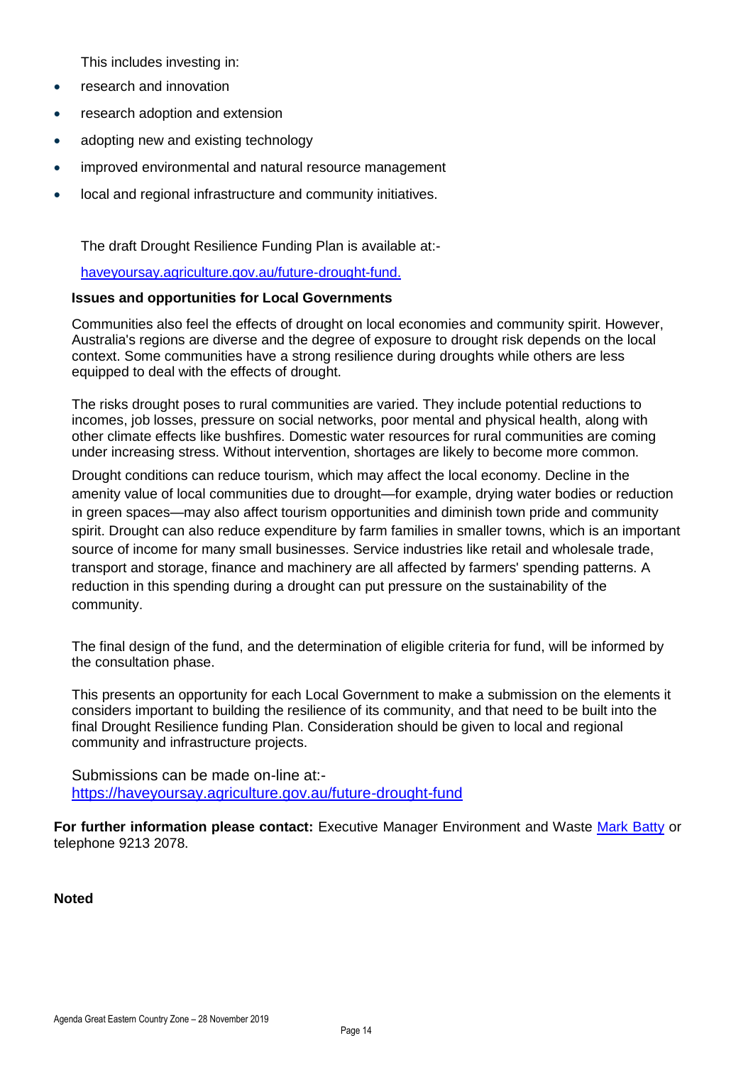This includes investing in:

- research and innovation
- research adoption and extension
- adopting new and existing technology
- improved environmental and natural resource management
- local and regional infrastructure and community initiatives.

The draft Drought Resilience Funding Plan is available at:-

[haveyoursay.agriculture.gov.au/future-drought-fund.](haveyoursay.agriculture.gov.au/future-drought-fund)

**Issues and opportunities for Local Governments**

Communities also feel the effects of drought on local economies and community spirit. However, Australia's regions are diverse and the degree of exposure to drought risk depends on the local context. Some communities have a strong resilience during droughts while others are less equipped to deal with the effects of drought.

The risks drought poses to rural communities are varied. They include potential reductions to incomes, job losses, pressure on social networks, poor mental and physical health, along with other climate effects like bushfires. Domestic water resources for rural communities are coming under increasing stress. Without intervention, shortages are likely to become more common.

Drought conditions can reduce tourism, which may affect the local economy. Decline in the amenity value of local communities due to drought—for example, drying water bodies or reduction in green spaces—may also affect tourism opportunities and diminish town pride and community spirit. Drought can also reduce expenditure by farm families in smaller towns, which is an important source of income for many small businesses. Service industries like retail and wholesale trade, transport and storage, finance and machinery are all affected by farmers' spending patterns. A reduction in this spending during a drought can put pressure on the sustainability of the community.

The final design of the fund, and the determination of eligible criteria for fund, will be informed by the consultation phase.

This presents an opportunity for each Local Government to make a submission on the elements it considers important to building the resilience of its community, and that need to be built into the final Drought Resilience funding Plan. Consideration should be given to local and regional community and infrastructure projects.

Submissions can be made on-line at:-
<https://haveyoursay.agriculture.gov.au/future-drought-fund>

**For further information please contact:** Executive Manager Environment and Waste Mark Batty or telephone 9213 2078.

**Noted**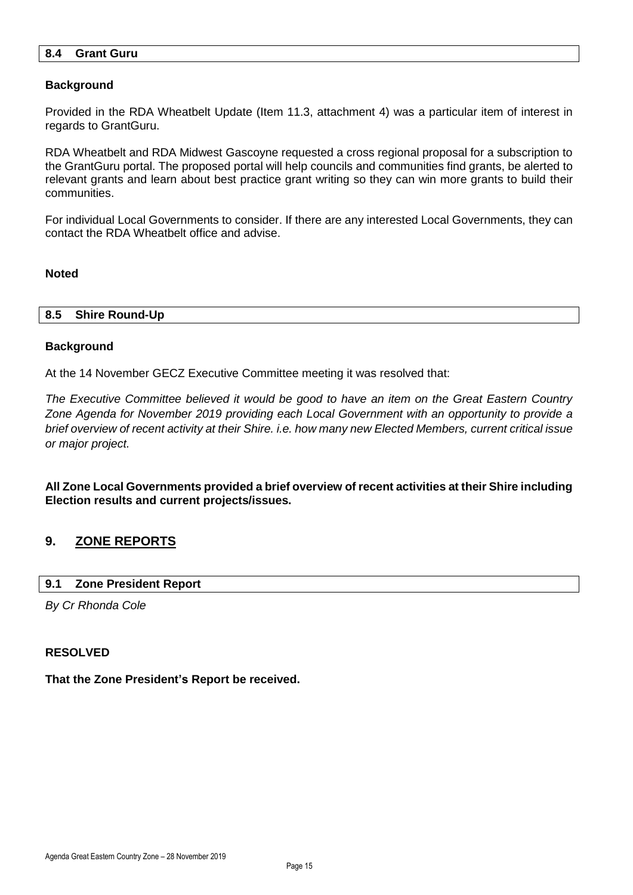### 8.4 Grant Guru

**Background**

Provided in the RDA Wheatbelt Update (Item 11.3, attachment 4) was a particular item of interest in regards to GrantGuru.

RDA Wheatbelt and RDA Midwest Gascoyne requested a cross regional proposal for a subscription to the GrantGuru portal. The proposed portal will help councils and communities find grants, be alerted to relevant grants and learn about best practice grant writing so they can win more grants to build their communities.

For individual Local Governments to consider. If there are any interested Local Governments, they can contact the RDA Wheatbelt office and advise.

**Noted**

### 8.5 Shire Round-Up

**Background**

At the 14 November GECZ Executive Committee meeting it was resolved that:

*The Executive Committee believed it would be good to have an item on the Great Eastern Country Zone Agenda for November 2019 providing each Local Government with an opportunity to provide a brief overview of recent activity at their Shire. i.e. how many new Elected Members, current critical issue or major project.*

**All Zone Local Governments provided a brief overview of recent activities at their Shire including Election results and current projects/issues.**

## 9. ZONE REPORTS

### 9.1 Zone President Report

*By Cr Rhonda Cole*

**RESOLVED**

**That the Zone President's Report be received.**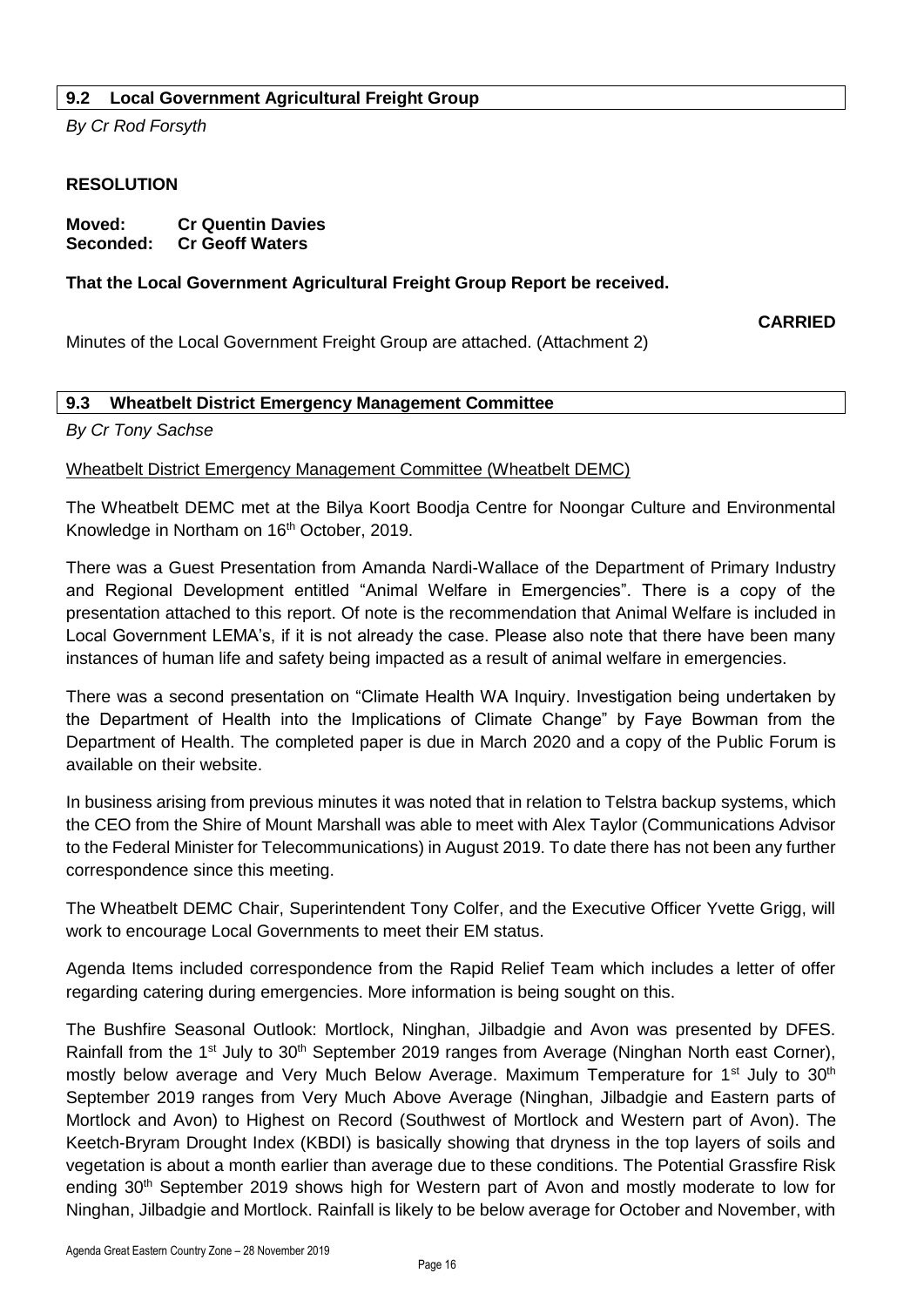## 9.2 Local Government Agricultural Freight Group

*By Cr Rod Forsyth*

**RESOLUTION**

**Moved: Cr Quentin Davies**
**Seconded: Cr Geoff Waters**

**That the Local Government Agricultural Freight Group Report be received.**

**CARRIED**

Minutes of the Local Government Freight Group are attached. (Attachment 2)

## 9.3 Wheatbelt District Emergency Management Committee

*By Cr Tony Sachse*

Wheatbelt District Emergency Management Committee (Wheatbelt DEMC)

The Wheatbelt DEMC met at the Bilya Koort Boodja Centre for Noongar Culture and Environmental Knowledge in Northam on 16th October, 2019.

There was a Guest Presentation from Amanda Nardi-Wallace of the Department of Primary Industry and Regional Development entitled "Animal Welfare in Emergencies". There is a copy of the presentation attached to this report. Of note is the recommendation that Animal Welfare is included in Local Government LEMA's, if it is not already the case. Please also note that there have been many instances of human life and safety being impacted as a result of animal welfare in emergencies.

There was a second presentation on "Climate Health WA Inquiry. Investigation being undertaken by the Department of Health into the Implications of Climate Change" by Faye Bowman from the Department of Health. The completed paper is due in March 2020 and a copy of the Public Forum is available on their website.

In business arising from previous minutes it was noted that in relation to Telstra backup systems, which the CEO from the Shire of Mount Marshall was able to meet with Alex Taylor (Communications Advisor to the Federal Minister for Telecommunications) in August 2019. To date there has not been any further correspondence since this meeting.

The Wheatbelt DEMC Chair, Superintendent Tony Colfer, and the Executive Officer Yvette Grigg, will work to encourage Local Governments to meet their EM status.

Agenda Items included correspondence from the Rapid Relief Team which includes a letter of offer regarding catering during emergencies. More information is being sought on this.

The Bushfire Seasonal Outlook: Mortlock, Ninghan, Jilbadgie and Avon was presented by DFES. Rainfall from the 1st July to 30th September 2019 ranges from Average (Ninghan North east Corner), mostly below average and Very Much Below Average. Maximum Temperature for 1st July to 30th September 2019 ranges from Very Much Above Average (Ninghan, Jilbadgie and Eastern parts of Mortlock and Avon) to Highest on Record (Southwest of Mortlock and Western part of Avon). The Keetch-Bryram Drought Index (KBDI) is basically showing that dryness in the top layers of soils and vegetation is about a month earlier than average due to these conditions. The Potential Grassfire Risk ending 30th September 2019 shows high for Western part of Avon and mostly moderate to low for Ninghan, Jilbadgie and Mortlock. Rainfall is likely to be below average for October and November, with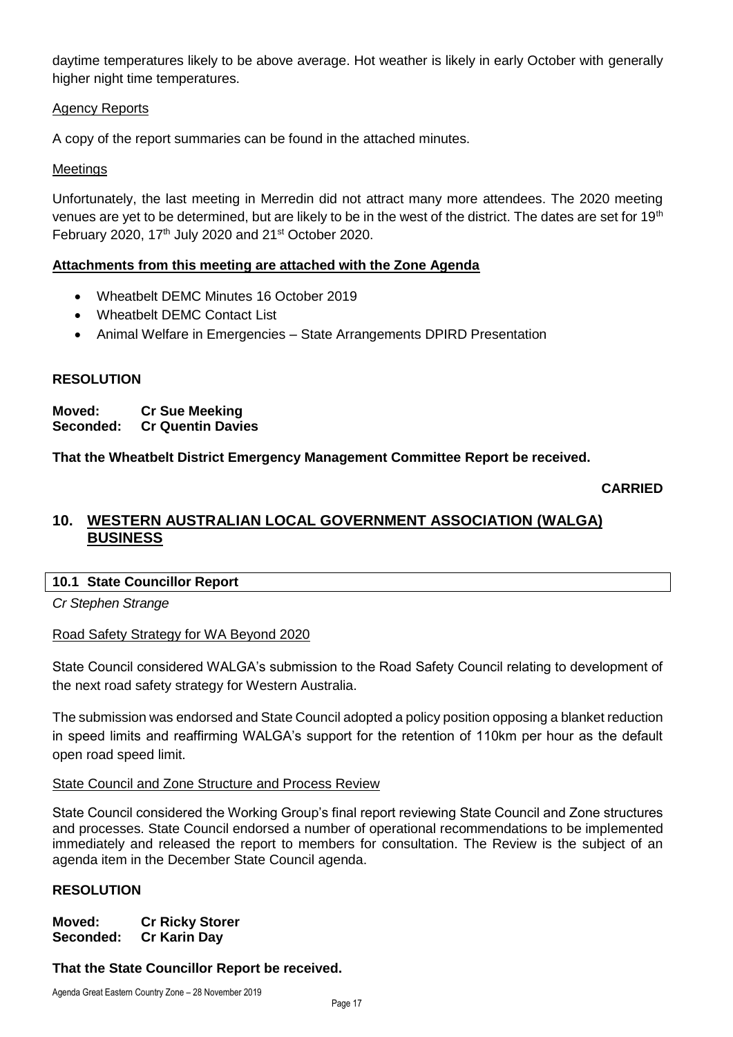daytime temperatures likely to be above average. Hot weather is likely in early October with generally higher night time temperatures.

Agency Reports

A copy of the report summaries can be found in the attached minutes.

Meetings

Unfortunately, the last meeting in Merredin did not attract many more attendees. The 2020 meeting venues are yet to be determined, but are likely to be in the west of the district. The dates are set for 19th February 2020, 17th July 2020 and 21st October 2020.

**Attachments from this meeting are attached with the Zone Agenda**

- Wheatbelt DEMC Minutes 16 October 2019
- Wheatbelt DEMC Contact List
- Animal Welfare in Emergencies – State Arrangements DPIRD Presentation

**RESOLUTION**

**Moved: Cr Sue Meeking**
**Seconded: Cr Quentin Davies**

**That the Wheatbelt District Emergency Management Committee Report be received.**

**CARRIED**

## 10. WESTERN AUSTRALIAN LOCAL GOVERNMENT ASSOCIATION (WALGA) BUSINESS

### 10.1 State Councillor Report

*Cr Stephen Strange*

Road Safety Strategy for WA Beyond 2020

State Council considered WALGA's submission to the Road Safety Council relating to development of the next road safety strategy for Western Australia.

The submission was endorsed and State Council adopted a policy position opposing a blanket reduction in speed limits and reaffirming WALGA's support for the retention of 110km per hour as the default open road speed limit.

State Council and Zone Structure and Process Review

State Council considered the Working Group's final report reviewing State Council and Zone structures and processes. State Council endorsed a number of operational recommendations to be implemented immediately and released the report to members for consultation. The Review is the subject of an agenda item in the December State Council agenda.

**RESOLUTION**

**Moved: Cr Ricky Storer**
**Seconded: Cr Karin Day**

**That the State Councillor Report be received.**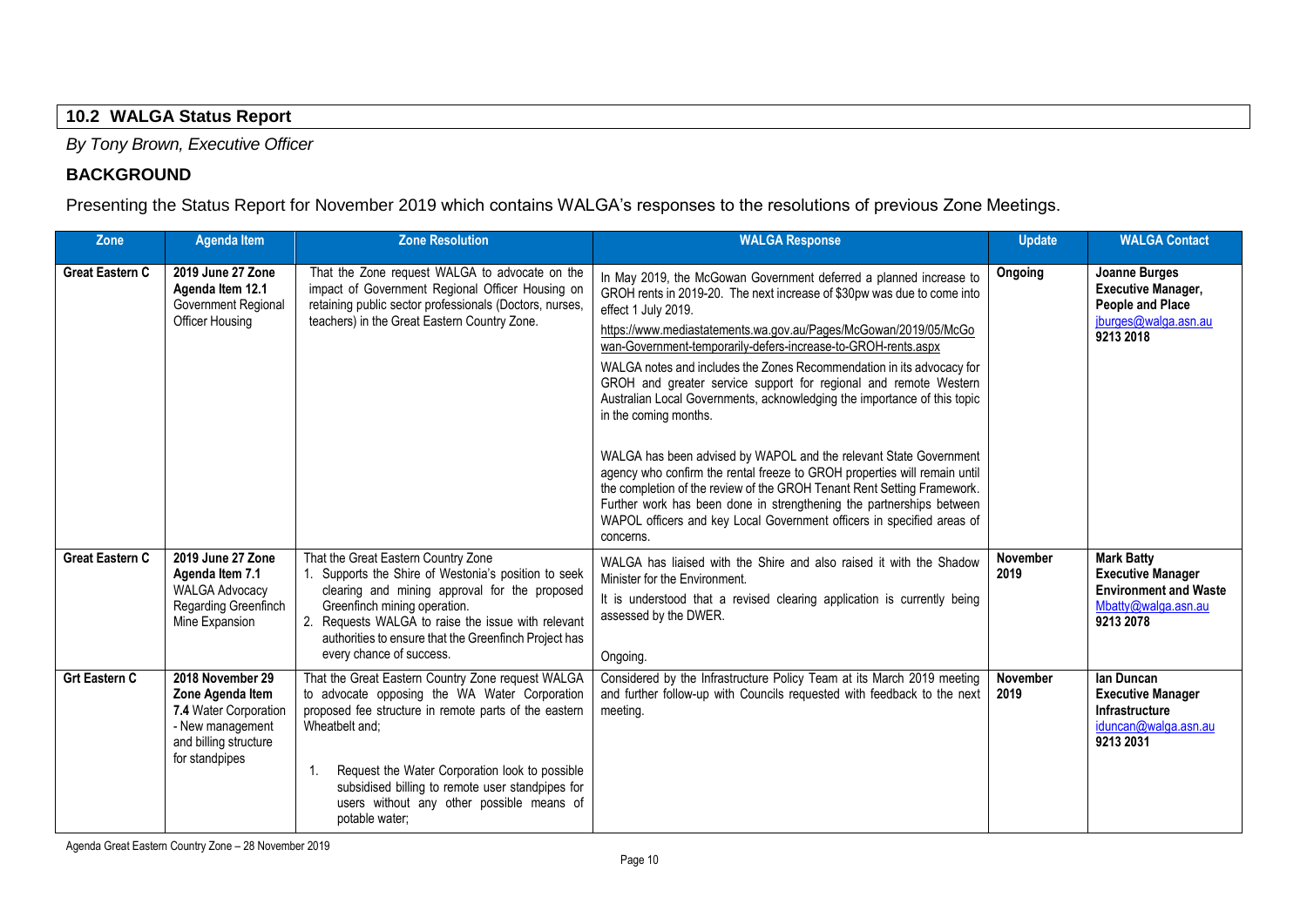## 10.2 WALGA Status Report

*By Tony Brown, Executive Officer*

### BACKGROUND

Presenting the Status Report for November 2019 which contains WALGA's responses to the resolutions of previous Zone Meetings.

| Zone | Agenda Item | Zone Resolution | WALGA Response | Update | WALGA Contact |
|---|---|---|---|---|---|
| **Great Eastern C** | **2019 June 27 Zone Agenda Item 12.1** Government Regional Officer Housing | That the Zone request WALGA to advocate on the impact of Government Regional Officer Housing on retaining public sector professionals (Doctors, nurses, teachers) in the Great Eastern Country Zone. | In May 2019, the McGowan Government deferred a planned increase to GROH rents in 2019-20. The next increase of $30pw was due to come into effect 1 July 2019.<br><br>https://www.mediastatements.wa.gov.au/Pages/McGowan/2019/05/McGowan-Government-temporarily-defers-increase-to-GROH-rents.aspx<br><br>WALGA notes and includes the Zones Recommendation in its advocacy for GROH and greater service support for regional and remote Western Australian Local Governments, acknowledging the importance of this topic in the coming months.<br><br>WALGA has been advised by WAPOL and the relevant State Government agency who confirm the rental freeze to GROH properties will remain until the completion of the review of the GROH Tenant Rent Setting Framework. Further work has been done in strengthening the partnerships between WAPOL officers and key Local Government officers in specified areas of concerns. | **Ongoing** | **Joanne Burges**<br>**Executive Manager, People and Place**<br>jburges@walga.asn.au<br>**9213 2018** |
| **Great Eastern C** | **2019 June 27 Zone Agenda Item 7.1** WALGA Advocacy Regarding Greenfinch Mine Expansion | That the Great Eastern Country Zone<br>1. Supports the Shire of Westonia's position to seek clearing and mining approval for the proposed Greenfinch mining operation.<br>2. Requests WALGA to raise the issue with relevant authorities to ensure that the Greenfinch Project has every chance of success. | WALGA has liaised with the Shire and also raised it with the Shadow Minister for the Environment.<br><br>It is understood that a revised clearing application is currently being assessed by the DWER.<br><br>Ongoing. | **November 2019** | **Mark Batty**<br>**Executive Manager Environment and Waste**<br>Mbatty@walga.asn.au<br>**9213 2078** |
| **Grt Eastern C** | **2018 November 29 Zone Agenda Item 7.4** Water Corporation - New management and billing structure for standpipes | That the Great Eastern Country Zone request WALGA to advocate opposing the WA Water Corporation proposed fee structure in remote parts of the eastern Wheatbelt and;<br><br>1. Request the Water Corporation look to possible subsidised billing to remote user standpipes for users without any other possible means of potable water; | Considered by the Infrastructure Policy Team at its March 2019 meeting and further follow-up with Councils requested with feedback to the next meeting. | **November 2019** | **Ian Duncan**<br>**Executive Manager Infrastructure**<br>iduncan@walga.asn.au<br>**9213 2031** |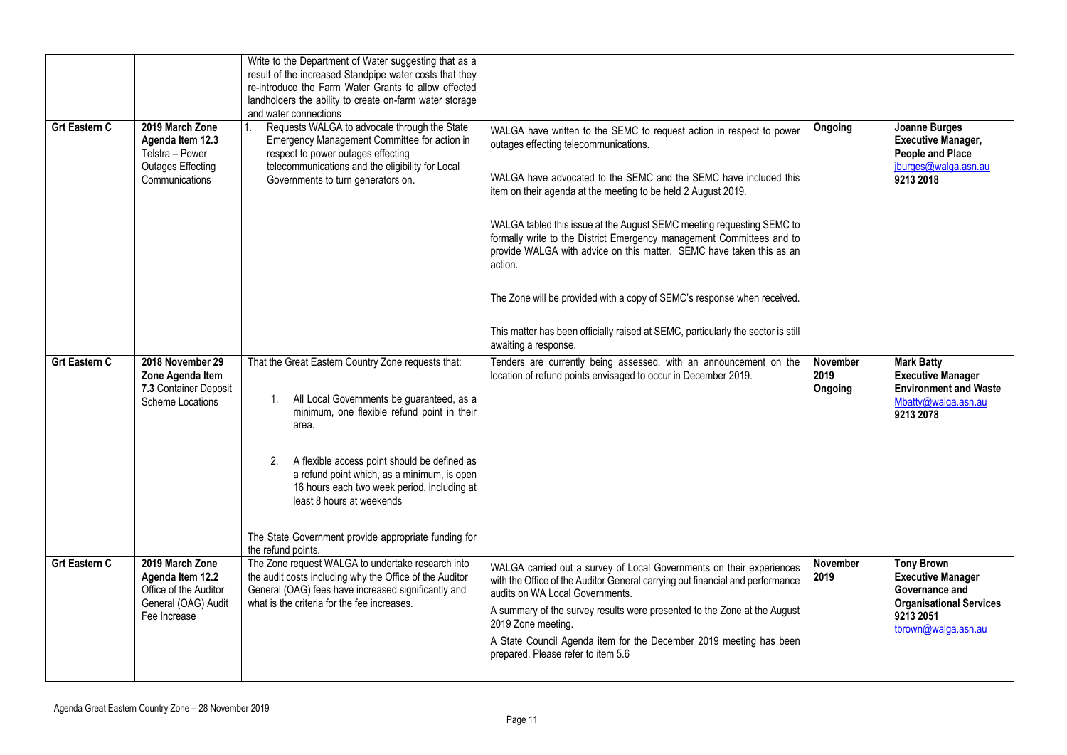| | | | | | |
|---|---|---|---|---|---|
| | | Write to the Department of Water suggesting that as a result of the increased Standpipe water costs that they re-introduce the Farm Water Grants to allow effected landholders the ability to create on-farm water storage and water connections | | | |
| **Grt Eastern C** | **2019 March Zone Agenda Item 12.3** Telstra – Power Outages Effecting Communications | 1. Requests WALGA to advocate through the State Emergency Management Committee for action in respect to power outages effecting telecommunications and the eligibility for Local Governments to turn generators on. | WALGA have written to the SEMC to request action in respect to power outages effecting telecommunications.<br><br>WALGA have advocated to the SEMC and the SEMC have included this item on their agenda at the meeting to be held 2 August 2019.<br><br>WALGA tabled this issue at the August SEMC meeting requesting SEMC to formally write to the District Emergency management Committees and to provide WALGA with advice on this matter. SEMC have taken this as an action.<br><br>The Zone will be provided with a copy of SEMC's response when received.<br><br>This matter has been officially raised at SEMC, particularly the sector is still awaiting a response. | **Ongoing** | **Joanne Burges Executive Manager, People and Place** jburges@walga.asn.au **9213 2018** |
| **Grt Eastern C** | **2018 November 29 Zone Agenda Item 7.3** Container Deposit Scheme Locations | That the Great Eastern Country Zone requests that:<br><br>1. All Local Governments be guaranteed, as a minimum, one flexible refund point in their area.<br><br>2. A flexible access point should be defined as a refund point which, as a minimum, is open 16 hours each two week period, including at least 8 hours at weekends<br><br>The State Government provide appropriate funding for the refund points. | Tenders are currently being assessed, with an announcement on the location of refund points envisaged to occur in December 2019. | **November 2019 Ongoing** | **Mark Batty Executive Manager Environment and Waste** Mbatty@walga.asn.au **9213 2078** |
| **Grt Eastern C** | **2019 March Zone Agenda Item 12.2** Office of the Auditor General (OAG) Audit Fee Increase | The Zone request WALGA to undertake research into the audit costs including why the Office of the Auditor General (OAG) fees have increased significantly and what is the criteria for the fee increases. | WALGA carried out a survey of Local Governments on their experiences with the Office of the Auditor General carrying out financial and performance audits on WA Local Governments.<br><br>A summary of the survey results were presented to the Zone at the August 2019 Zone meeting.<br><br>A State Council Agenda item for the December 2019 meeting has been prepared. Please refer to item 5.6 | **November 2019** | **Tony Brown Executive Manager Governance and Organisational Services 9213 2051** tbrown@walga.asn.au |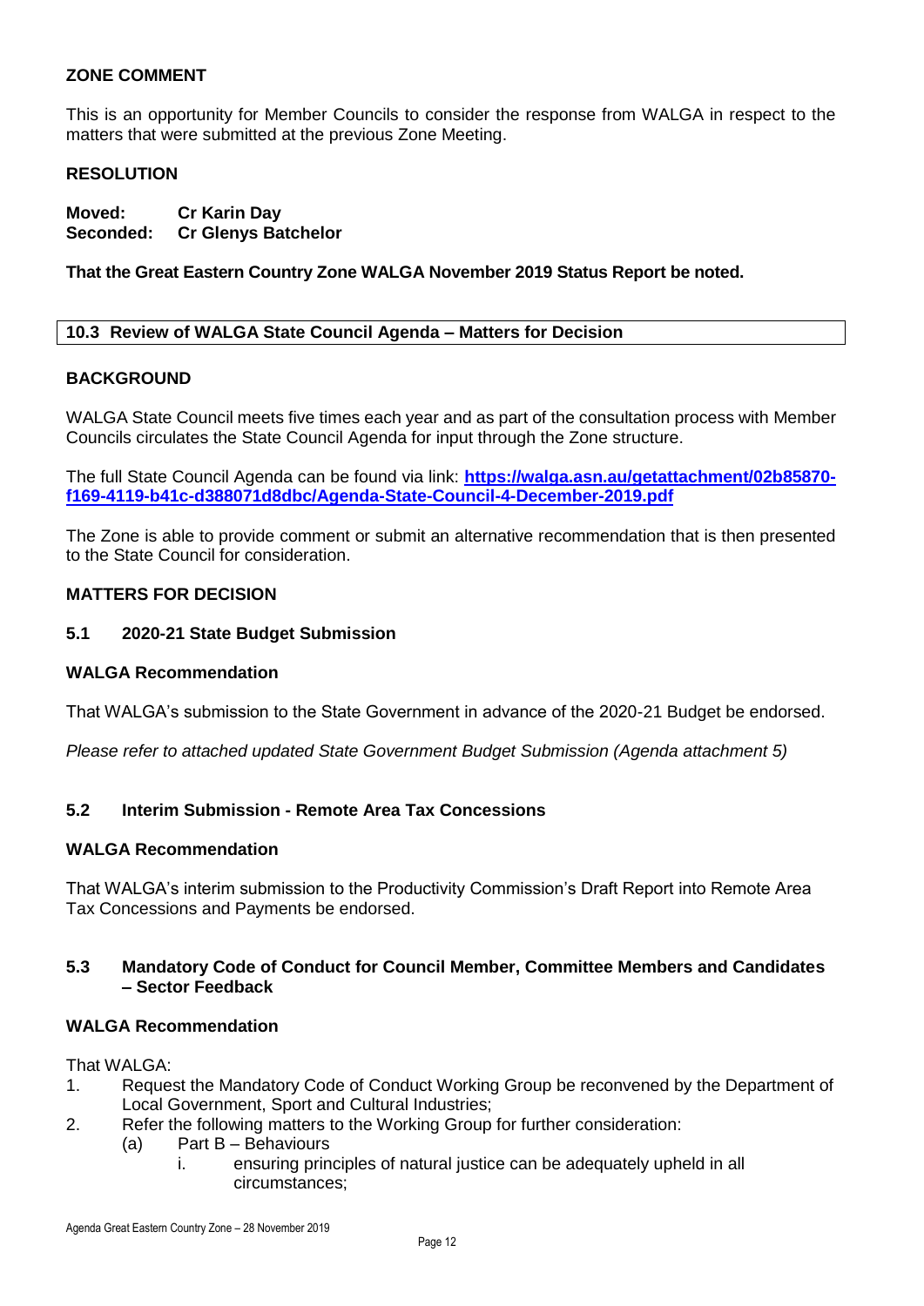**ZONE COMMENT**

This is an opportunity for Member Councils to consider the response from WALGA in respect to the matters that were submitted at the previous Zone Meeting.

**RESOLUTION**

**Moved: Cr Karin Day**
**Seconded: Cr Glenys Batchelor**

**That the Great Eastern Country Zone WALGA November 2019 Status Report be noted.**

## 10.3 Review of WALGA State Council Agenda – Matters for Decision

**BACKGROUND**

WALGA State Council meets five times each year and as part of the consultation process with Member Councils circulates the State Council Agenda for input through the Zone structure.

The full State Council Agenda can be found via link: **https://walga.asn.au/getattachment/02b85870-f169-4119-b41c-d388071d8dbc/Agenda-State-Council-4-December-2019.pdf**

The Zone is able to provide comment or submit an alternative recommendation that is then presented to the State Council for consideration.

**MATTERS FOR DECISION**

### 5.1 2020-21 State Budget Submission

**WALGA Recommendation**

That WALGA's submission to the State Government in advance of the 2020-21 Budget be endorsed.

*Please refer to attached updated State Government Budget Submission (Agenda attachment 5)*

### 5.2 Interim Submission - Remote Area Tax Concessions

**WALGA Recommendation**

That WALGA's interim submission to the Productivity Commission's Draft Report into Remote Area Tax Concessions and Payments be endorsed.

### 5.3 Mandatory Code of Conduct for Council Member, Committee Members and Candidates – Sector Feedback

**WALGA Recommendation**

That WALGA:

1. Request the Mandatory Code of Conduct Working Group be reconvened by the Department of Local Government, Sport and Cultural Industries;
2. Refer the following matters to the Working Group for further consideration:
   (a) Part B – Behaviours
      i. ensuring principles of natural justice can be adequately upheld in all circumstances;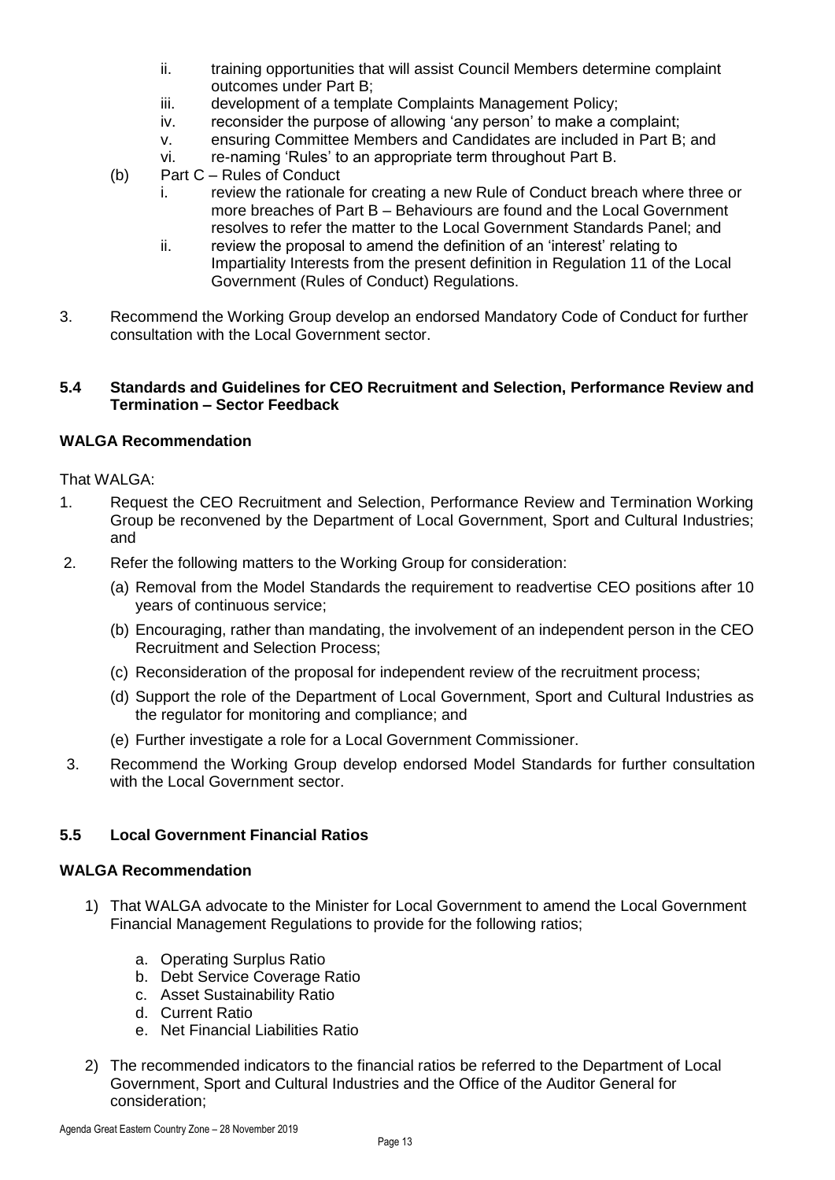ii. training opportunities that will assist Council Members determine complaint outcomes under Part B;
    iii. development of a template Complaints Management Policy;
    iv. reconsider the purpose of allowing 'any person' to make a complaint;
    v. ensuring Committee Members and Candidates are included in Part B; and
    vi. re-naming 'Rules' to an appropriate term throughout Part B.

(b) Part C – Rules of Conduct
    i. review the rationale for creating a new Rule of Conduct breach where three or more breaches of Part B – Behaviours are found and the Local Government resolves to refer the matter to the Local Government Standards Panel; and
    ii. review the proposal to amend the definition of an 'interest' relating to Impartiality Interests from the present definition in Regulation 11 of the Local Government (Rules of Conduct) Regulations.

3. Recommend the Working Group develop an endorsed Mandatory Code of Conduct for further consultation with the Local Government sector.

### 5.4 Standards and Guidelines for CEO Recruitment and Selection, Performance Review and Termination – Sector Feedback

**WALGA Recommendation**

That WALGA:

1. Request the CEO Recruitment and Selection, Performance Review and Termination Working Group be reconvened by the Department of Local Government, Sport and Cultural Industries; and
2. Refer the following matters to the Working Group for consideration:
   (a) Removal from the Model Standards the requirement to readvertise CEO positions after 10 years of continuous service;
   (b) Encouraging, rather than mandating, the involvement of an independent person in the CEO Recruitment and Selection Process;
   (c) Reconsideration of the proposal for independent review of the recruitment process;
   (d) Support the role of the Department of Local Government, Sport and Cultural Industries as the regulator for monitoring and compliance; and
   (e) Further investigate a role for a Local Government Commissioner.
3. Recommend the Working Group develop endorsed Model Standards for further consultation with the Local Government sector.

### 5.5 Local Government Financial Ratios

**WALGA Recommendation**

1) That WALGA advocate to the Minister for Local Government to amend the Local Government Financial Management Regulations to provide for the following ratios;

   a. Operating Surplus Ratio
   b. Debt Service Coverage Ratio
   c. Asset Sustainability Ratio
   d. Current Ratio
   e. Net Financial Liabilities Ratio

2) The recommended indicators to the financial ratios be referred to the Department of Local Government, Sport and Cultural Industries and the Office of the Auditor General for consideration;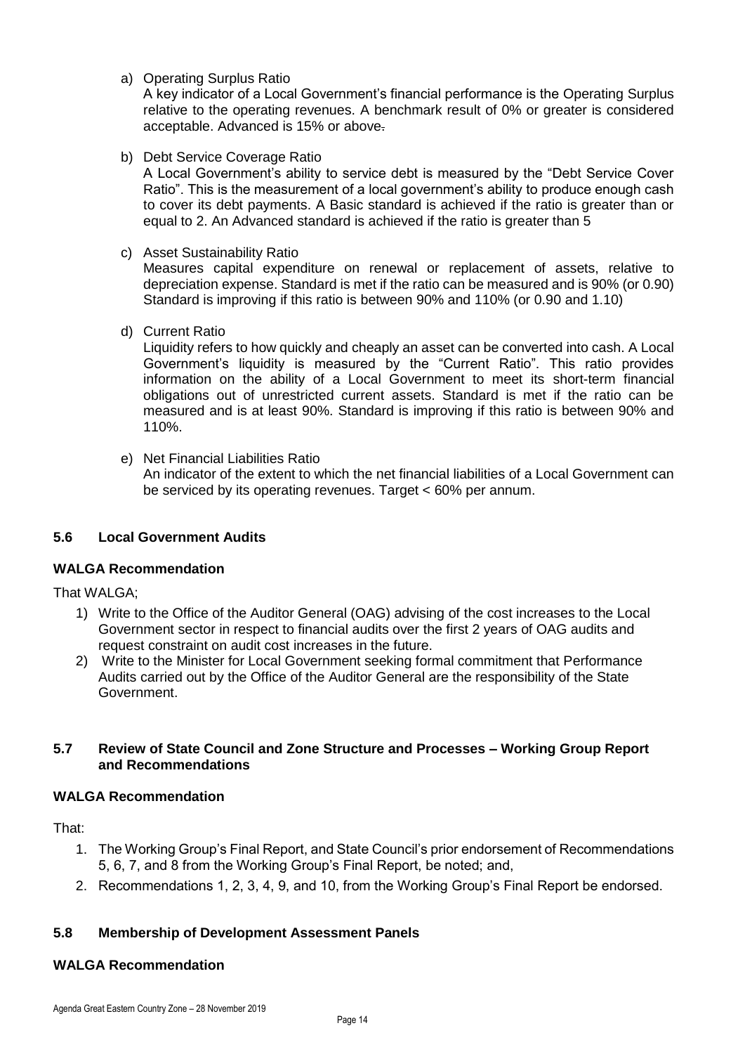a) Operating Surplus Ratio
   A key indicator of a Local Government's financial performance is the Operating Surplus relative to the operating revenues. A benchmark result of 0% or greater is considered acceptable. Advanced is 15% or above.

b) Debt Service Coverage Ratio
   A Local Government's ability to service debt is measured by the "Debt Service Cover Ratio". This is the measurement of a local government's ability to produce enough cash to cover its debt payments. A Basic standard is achieved if the ratio is greater than or equal to 2. An Advanced standard is achieved if the ratio is greater than 5

c) Asset Sustainability Ratio
   Measures capital expenditure on renewal or replacement of assets, relative to depreciation expense. Standard is met if the ratio can be measured and is 90% (or 0.90) Standard is improving if this ratio is between 90% and 110% (or 0.90 and 1.10)

d) Current Ratio
   Liquidity refers to how quickly and cheaply an asset can be converted into cash. A Local Government's liquidity is measured by the "Current Ratio". This ratio provides information on the ability of a Local Government to meet its short-term financial obligations out of unrestricted current assets. Standard is met if the ratio can be measured and is at least 90%. Standard is improving if this ratio is between 90% and 110%.

e) Net Financial Liabilities Ratio
   An indicator of the extent to which the net financial liabilities of a Local Government can be serviced by its operating revenues. Target < 60% per annum.

### 5.6 Local Government Audits

**WALGA Recommendation**

That WALGA;

1) Write to the Office of the Auditor General (OAG) advising of the cost increases to the Local Government sector in respect to financial audits over the first 2 years of OAG audits and request constraint on audit cost increases in the future.
2) Write to the Minister for Local Government seeking formal commitment that Performance Audits carried out by the Office of the Auditor General are the responsibility of the State Government.

### 5.7 Review of State Council and Zone Structure and Processes – Working Group Report and Recommendations

**WALGA Recommendation**

That:

1. The Working Group's Final Report, and State Council's prior endorsement of Recommendations 5, 6, 7, and 8 from the Working Group's Final Report, be noted; and,
2. Recommendations 1, 2, 3, 4, 9, and 10, from the Working Group's Final Report be endorsed.

### 5.8 Membership of Development Assessment Panels

**WALGA Recommendation**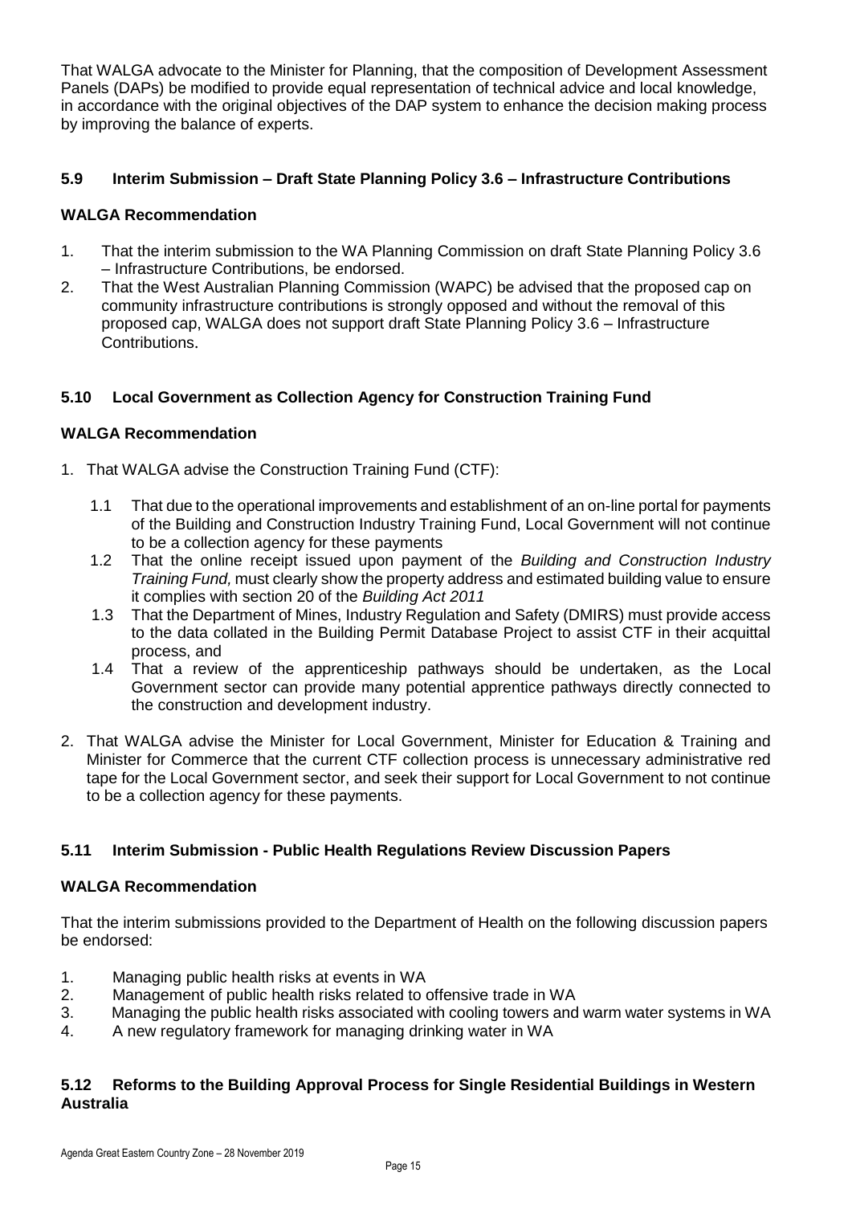That WALGA advocate to the Minister for Planning, that the composition of Development Assessment Panels (DAPs) be modified to provide equal representation of technical advice and local knowledge, in accordance with the original objectives of the DAP system to enhance the decision making process by improving the balance of experts.

### 5.9 Interim Submission – Draft State Planning Policy 3.6 – Infrastructure Contributions

**WALGA Recommendation**

1. That the interim submission to the WA Planning Commission on draft State Planning Policy 3.6 – Infrastructure Contributions, be endorsed.
2. That the West Australian Planning Commission (WAPC) be advised that the proposed cap on community infrastructure contributions is strongly opposed and without the removal of this proposed cap, WALGA does not support draft State Planning Policy 3.6 – Infrastructure Contributions.

### 5.10 Local Government as Collection Agency for Construction Training Fund

**WALGA Recommendation**

1. That WALGA advise the Construction Training Fund (CTF):
   1.1 That due to the operational improvements and establishment of an on-line portal for payments of the Building and Construction Industry Training Fund, Local Government will not continue to be a collection agency for these payments
   1.2 That the online receipt issued upon payment of the *Building and Construction Industry Training Fund,* must clearly show the property address and estimated building value to ensure it complies with section 20 of the *Building Act 2011*
   1.3 That the Department of Mines, Industry Regulation and Safety (DMIRS) must provide access to the data collated in the Building Permit Database Project to assist CTF in their acquittal process, and
   1.4 That a review of the apprenticeship pathways should be undertaken, as the Local Government sector can provide many potential apprentice pathways directly connected to the construction and development industry.
2. That WALGA advise the Minister for Local Government, Minister for Education & Training and Minister for Commerce that the current CTF collection process is unnecessary administrative red tape for the Local Government sector, and seek their support for Local Government to not continue to be a collection agency for these payments.

### 5.11 Interim Submission - Public Health Regulations Review Discussion Papers

**WALGA Recommendation**

That the interim submissions provided to the Department of Health on the following discussion papers be endorsed:

1. Managing public health risks at events in WA
2. Management of public health risks related to offensive trade in WA
3. Managing the public health risks associated with cooling towers and warm water systems in WA
4. A new regulatory framework for managing drinking water in WA

### 5.12 Reforms to the Building Approval Process for Single Residential Buildings in Western Australia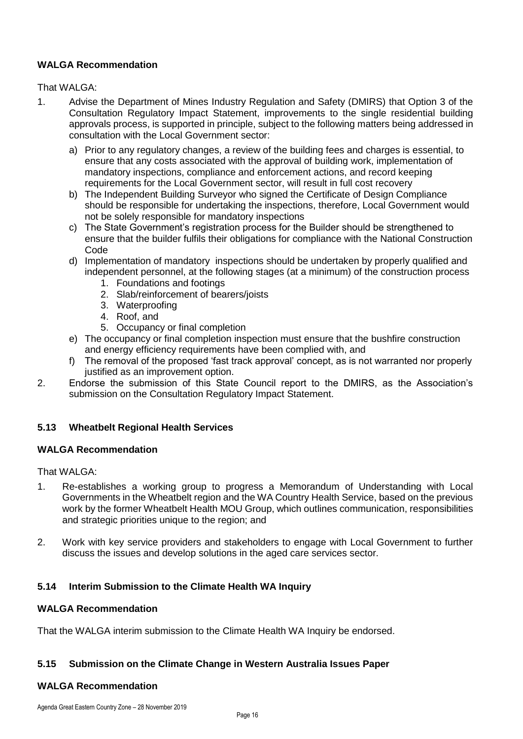**WALGA Recommendation**

That WALGA:

1. Advise the Department of Mines Industry Regulation and Safety (DMIRS) that Option 3 of the Consultation Regulatory Impact Statement, improvements to the single residential building approvals process, is supported in principle, subject to the following matters being addressed in consultation with the Local Government sector:
   a) Prior to any regulatory changes, a review of the building fees and charges is essential, to ensure that any costs associated with the approval of building work, implementation of mandatory inspections, compliance and enforcement actions, and record keeping requirements for the Local Government sector, will result in full cost recovery
   b) The Independent Building Surveyor who signed the Certificate of Design Compliance should be responsible for undertaking the inspections, therefore, Local Government would not be solely responsible for mandatory inspections
   c) The State Government's registration process for the Builder should be strengthened to ensure that the builder fulfils their obligations for compliance with the National Construction Code
   d) Implementation of mandatory inspections should be undertaken by properly qualified and independent personnel, at the following stages (at a minimum) of the construction process
      1. Foundations and footings
      2. Slab/reinforcement of bearers/joists
      3. Waterproofing
      4. Roof, and
      5. Occupancy or final completion
   e) The occupancy or final completion inspection must ensure that the bushfire construction and energy efficiency requirements have been complied with, and
   f) The removal of the proposed 'fast track approval' concept, as is not warranted nor properly justified as an improvement option.
2. Endorse the submission of this State Council report to the DMIRS, as the Association's submission on the Consultation Regulatory Impact Statement.

### 5.13 Wheatbelt Regional Health Services

**WALGA Recommendation**

That WALGA:

1. Re-establishes a working group to progress a Memorandum of Understanding with Local Governments in the Wheatbelt region and the WA Country Health Service, based on the previous work by the former Wheatbelt Health MOU Group, which outlines communication, responsibilities and strategic priorities unique to the region; and

2. Work with key service providers and stakeholders to engage with Local Government to further discuss the issues and develop solutions in the aged care services sector.

### 5.14 Interim Submission to the Climate Health WA Inquiry

**WALGA Recommendation**

That the WALGA interim submission to the Climate Health WA Inquiry be endorsed.

### 5.15 Submission on the Climate Change in Western Australia Issues Paper

**WALGA Recommendation**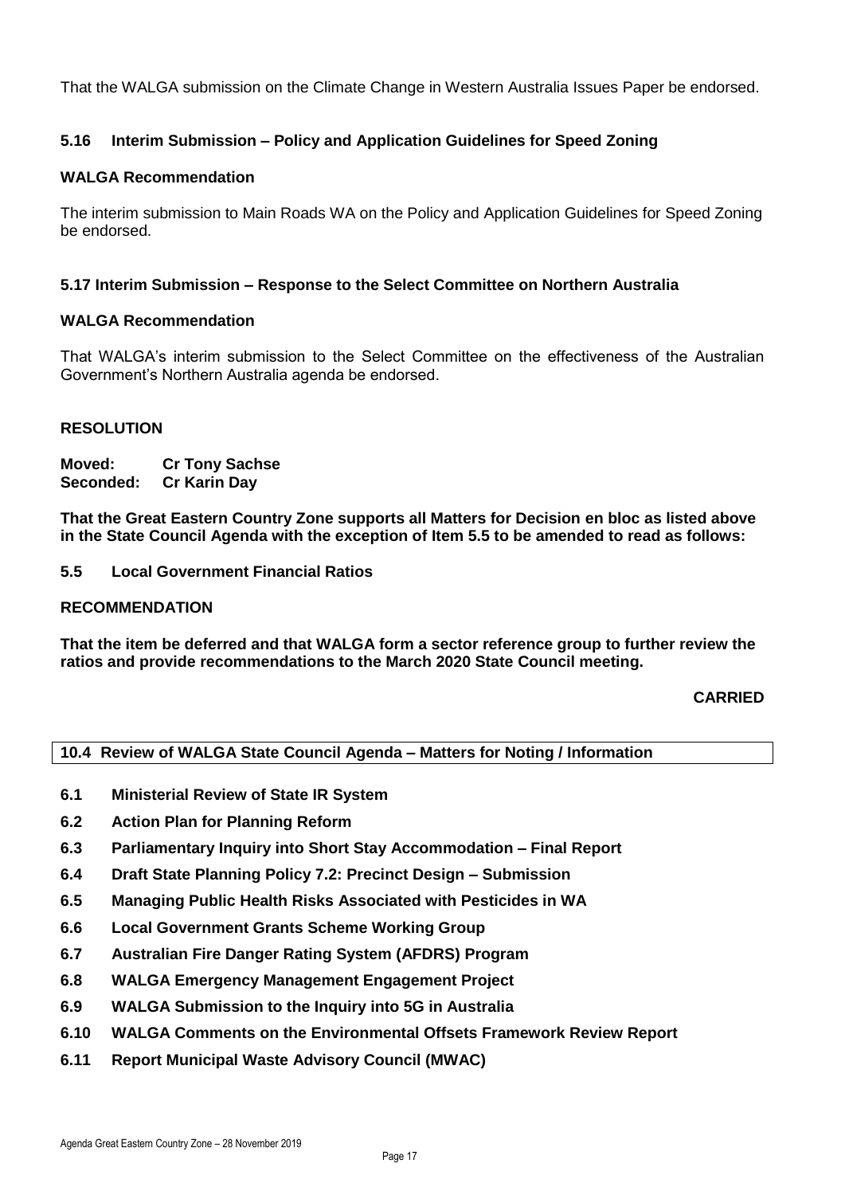That the WALGA submission on the Climate Change in Western Australia Issues Paper be endorsed.

### 5.16 Interim Submission – Policy and Application Guidelines for Speed Zoning

**WALGA Recommendation**

The interim submission to Main Roads WA on the Policy and Application Guidelines for Speed Zoning be endorsed.

### 5.17 Interim Submission – Response to the Select Committee on Northern Australia

**WALGA Recommendation**

That WALGA's interim submission to the Select Committee on the effectiveness of the Australian Government's Northern Australia agenda be endorsed.

**RESOLUTION**

**Moved: Cr Tony Sachse**
**Seconded: Cr Karin Day**

**That the Great Eastern Country Zone supports all Matters for Decision en bloc as listed above in the State Council Agenda with the exception of Item 5.5 to be amended to read as follows:**

**5.5 Local Government Financial Ratios**

**RECOMMENDATION**

**That the item be deferred and that WALGA form a sector reference group to further review the ratios and provide recommendations to the March 2020 State Council meeting.**

**CARRIED**

## 10.4 Review of WALGA State Council Agenda – Matters for Noting / Information

- **6.1 Ministerial Review of State IR System**
- **6.2 Action Plan for Planning Reform**
- **6.3 Parliamentary Inquiry into Short Stay Accommodation – Final Report**
- **6.4 Draft State Planning Policy 7.2: Precinct Design – Submission**
- **6.5 Managing Public Health Risks Associated with Pesticides in WA**
- **6.6 Local Government Grants Scheme Working Group**
- **6.7 Australian Fire Danger Rating System (AFDRS) Program**
- **6.8 WALGA Emergency Management Engagement Project**
- **6.9 WALGA Submission to the Inquiry into 5G in Australia**
- **6.10 WALGA Comments on the Environmental Offsets Framework Review Report**
- **6.11 Report Municipal Waste Advisory Council (MWAC)**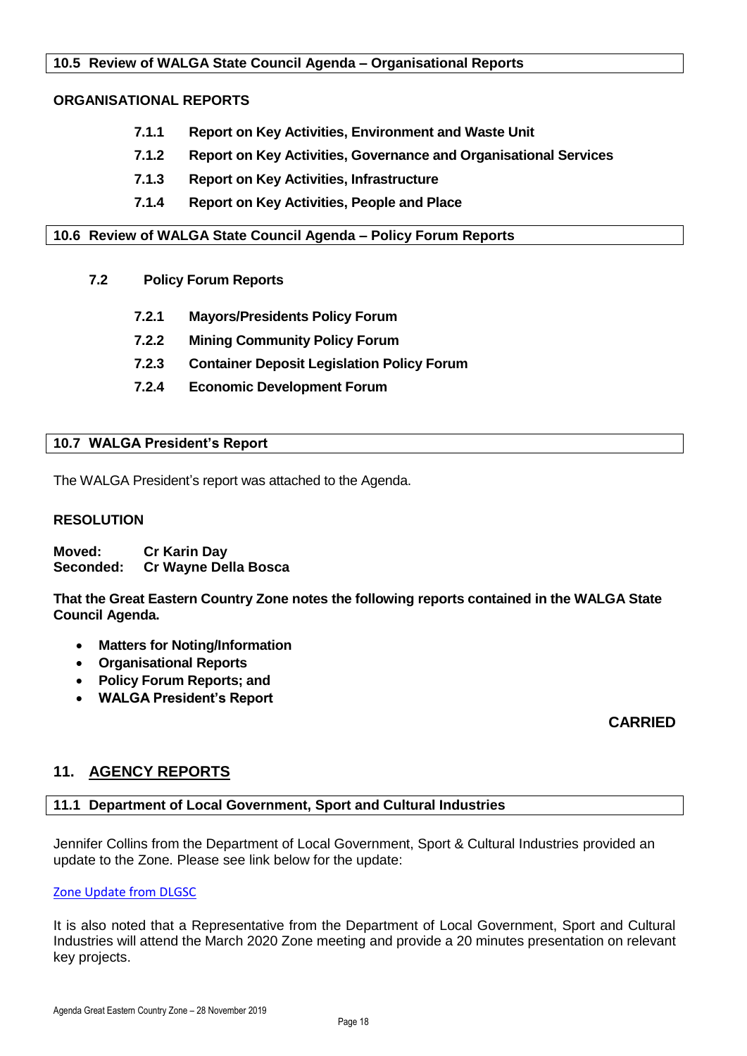### 10.5 Review of WALGA State Council Agenda – Organisational Reports

**ORGANISATIONAL REPORTS**

- **7.1.1 Report on Key Activities, Environment and Waste Unit**
- **7.1.2 Report on Key Activities, Governance and Organisational Services**
- **7.1.3 Report on Key Activities, Infrastructure**
- **7.1.4 Report on Key Activities, People and Place**

### 10.6 Review of WALGA State Council Agenda – Policy Forum Reports

**7.2 Policy Forum Reports**

- **7.2.1 Mayors/Presidents Policy Forum**
- **7.2.2 Mining Community Policy Forum**
- **7.2.3 Container Deposit Legislation Policy Forum**
- **7.2.4 Economic Development Forum**

### 10.7 WALGA President's Report

The WALGA President's report was attached to the Agenda.

**RESOLUTION**

**Moved: Cr Karin Day**
**Seconded: Cr Wayne Della Bosca**

**That the Great Eastern Country Zone notes the following reports contained in the WALGA State Council Agenda.**

- **Matters for Noting/Information**
- **Organisational Reports**
- **Policy Forum Reports; and**
- **WALGA President's Report**

**CARRIED**

## 11. AGENCY REPORTS

### 11.1 Department of Local Government, Sport and Cultural Industries

Jennifer Collins from the Department of Local Government, Sport & Cultural Industries provided an update to the Zone. Please see link below for the update:

Zone Update from DLGSC

It is also noted that a Representative from the Department of Local Government, Sport and Cultural Industries will attend the March 2020 Zone meeting and provide a 20 minutes presentation on relevant key projects.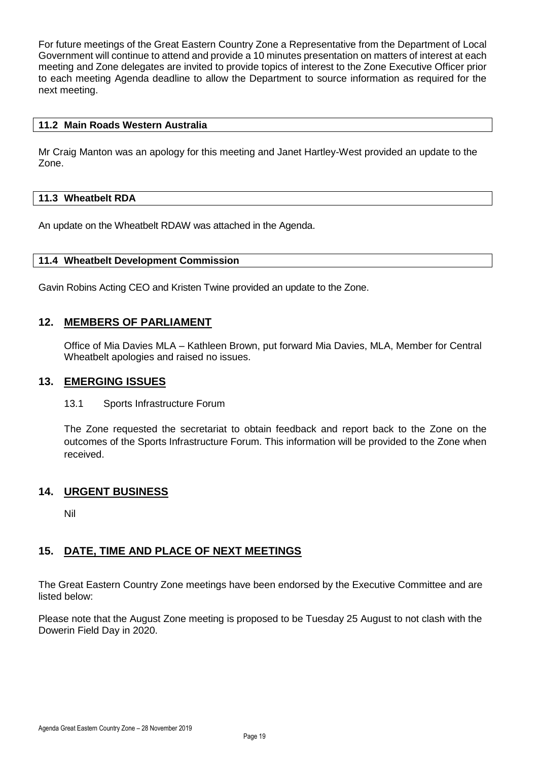For future meetings of the Great Eastern Country Zone a Representative from the Department of Local Government will continue to attend and provide a 10 minutes presentation on matters of interest at each meeting and Zone delegates are invited to provide topics of interest to the Zone Executive Officer prior to each meeting Agenda deadline to allow the Department to source information as required for the next meeting.

### 11.2 Main Roads Western Australia

Mr Craig Manton was an apology for this meeting and Janet Hartley-West provided an update to the Zone.

### 11.3 Wheatbelt RDA

An update on the Wheatbelt RDAW was attached in the Agenda.

### 11.4 Wheatbelt Development Commission

Gavin Robins Acting CEO and Kristen Twine provided an update to the Zone.

## 12. MEMBERS OF PARLIAMENT

Office of Mia Davies MLA – Kathleen Brown, put forward Mia Davies, MLA, Member for Central Wheatbelt apologies and raised no issues.

## 13. EMERGING ISSUES

13.1 Sports Infrastructure Forum

The Zone requested the secretariat to obtain feedback and report back to the Zone on the outcomes of the Sports Infrastructure Forum. This information will be provided to the Zone when received.

## 14. URGENT BUSINESS

Nil

## 15. DATE, TIME AND PLACE OF NEXT MEETINGS

The Great Eastern Country Zone meetings have been endorsed by the Executive Committee and are listed below:

Please note that the August Zone meeting is proposed to be Tuesday 25 August to not clash with the Dowerin Field Day in 2020.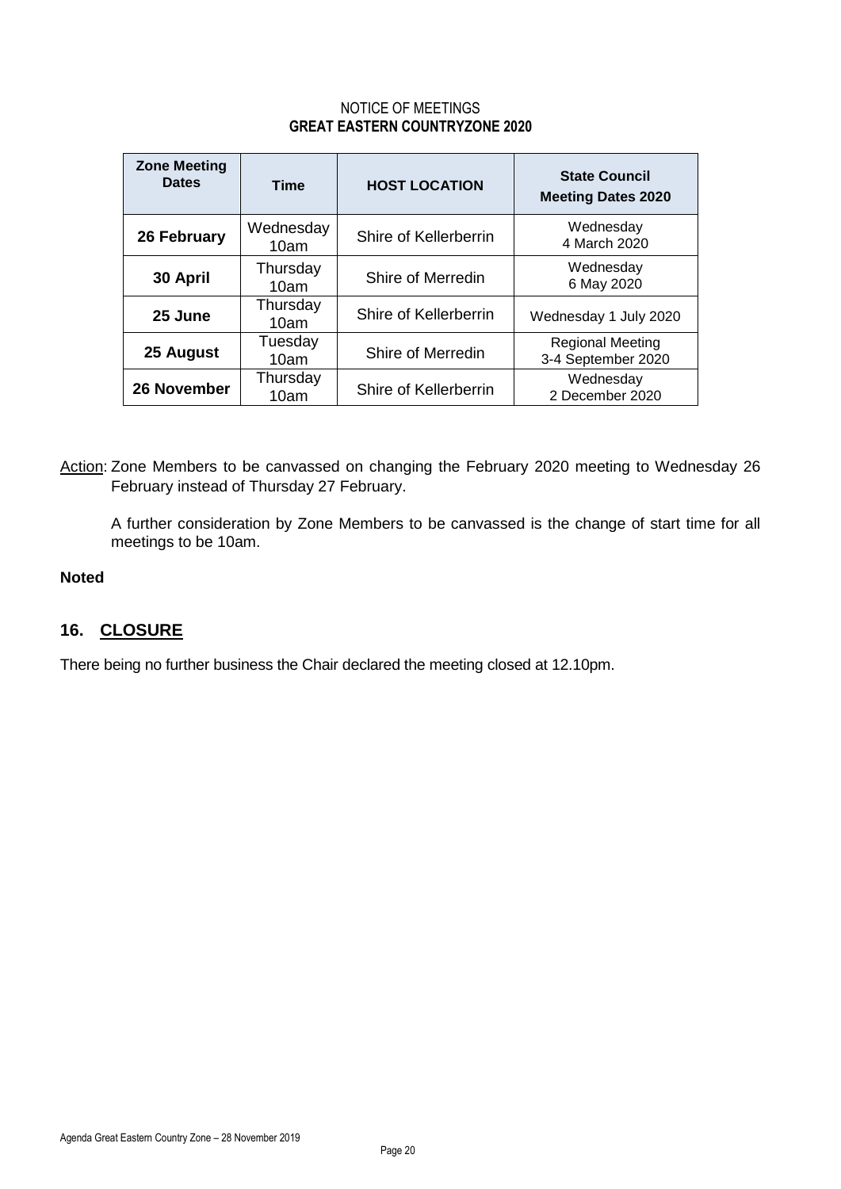NOTICE OF MEETINGS
**GREAT EASTERN COUNTRYZONE 2020**

| Zone Meeting Dates | Time | HOST LOCATION | State Council Meeting Dates 2020 |
|---|---|---|---|
| **26 February** | Wednesday 10am | Shire of Kellerberrin | Wednesday 4 March 2020 |
| **30 April** | Thursday 10am | Shire of Merredin | Wednesday 6 May 2020 |
| **25 June** | Thursday 10am | Shire of Kellerberrin | Wednesday 1 July 2020 |
| **25 August** | Tuesday 10am | Shire of Merredin | Regional Meeting 3-4 September 2020 |
| **26 November** | Thursday 10am | Shire of Kellerberrin | Wednesday 2 December 2020 |

Action: Zone Members to be canvassed on changing the February 2020 meeting to Wednesday 26 February instead of Thursday 27 February.

A further consideration by Zone Members to be canvassed is the change of start time for all meetings to be 10am.

**Noted**

## 16. CLOSURE

There being no further business the Chair declared the meeting closed at 12.10pm.